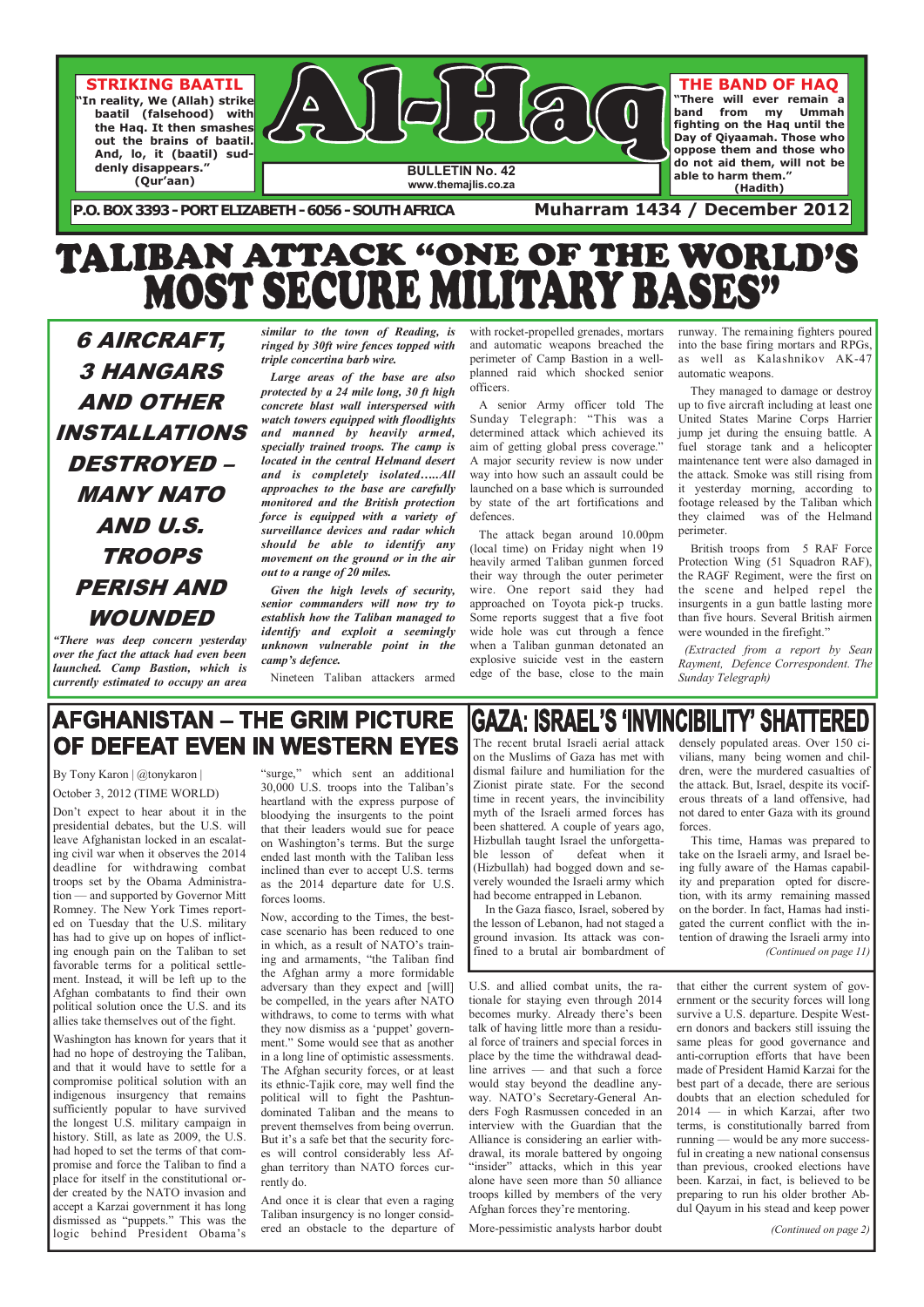# Al-Haq

**STRIKING BAATIL**

**"In reality, We (Allah) strike baatil (falsehood) with the Haq. It then smashes out the brains of baatil. And, lo, it (baatil) suddenly disappears."**
**(Qur'aan)**

**THE BAND OF HAQ**

**"There will ever remain a band from my Ummah fighting on the Haq until the Day of Qiyaamah. Those who oppose them and those who do not aid them, will not be able to harm them."**
**(Hadith)**

**BULLETIN No. 42**
**www.themajlis.co.za**

**P.O. BOX 3393 - PORT ELIZABETH - 6056 - SOUTH AFRICA**

**Muharram 1434 / December 2012**

# TALIBAN ATTACK "ONE OF THE WORLD'S MOST SECURE MILITARY BASES"

## *6 AIRCRAFT, 3 HANGARS AND OTHER INSTALLATIONS DESTROYED – MANY NATO AND U.S. TROOPS PERISH AND WOUNDED*

***"There was deep concern yesterday over the fact the attack had even been launched. Camp Bastion, which is currently estimated to occupy an area similar to the town of Reading, is ringed by 30ft wire fences topped with triple concertina barb wire.***

***Large areas of the base are also protected by a 24 mile long, 30 ft high concrete blast wall interspersed with watch towers equipped with floodlights and manned by heavily armed, specially trained troops. The camp is located in the central Helmand desert and is completely isolated…..All approaches to the base are carefully monitored and the British protection force is equipped with a variety of surveillance devices and radar which should be able to identify any movement on the ground or in the air out to a range of 20 miles.***

***Given the high levels of security, senior commanders will now try to establish how the Taliban managed to identify and exploit a seemingly unknown vulnerable point in the camp's defence.***

Nineteen Taliban attackers armed with rocket-propelled grenades, mortars and automatic weapons breached the perimeter of Camp Bastion in a well-planned raid which shocked senior officers.

A senior Army officer told The Sunday Telegraph: "This was a determined attack which achieved its aim of getting global press coverage." A major security review is now under way into how such an assault could be launched on a base which is surrounded by state of the art fortifications and defences.

The attack began around 10.00pm (local time) on Friday night when 19 heavily armed Taliban gunmen forced their way through the outer perimeter wire. One report said that they had approached on Toyota pick-up trucks. Some reports suggest that a five foot wide hole was cut through a fence when a Taliban gunman detonated an explosive suicide vest in the eastern edge of the base, close to the main runway. The remaining fighters poured into the base firing mortars and RPGs, as well as Kalashnikov AK-47 automatic weapons.

They managed to damage or destroy up to five aircraft including at least one United States Marine Corps Harrier jump jet during the ensuing battle. A fuel storage tank and a helicopter maintenance tent were also damaged in the attack. Smoke was still rising from it yesterday morning, according to footage released by the Taliban which they claimed was of the Helmand perimeter.

British troops from 5 RAF Force Protection Wing (51 Squadron RAF), the RAGF Regiment, were the first on the scene and helped repel the insurgents in a gun battle lasting more than five hours. Several British airmen were wounded in the firefight."

*(Extracted from a report by Sean Rayment, Defence Correspondent. The Sunday Telegraph)*

# AFGHANISTAN – THE GRIM PICTURE OF DEFEAT EVEN IN WESTERN EYES

By Tony Karon | @tonykaron |

October 3, 2012 (TIME WORLD)

Don't expect to hear about it in the presidential debates, but the U.S. will leave Afghanistan locked in an escalating civil war when it observes the 2014 deadline for withdrawing combat troops set by the Obama Administration — and supported by Governor Mitt Romney. The New York Times reported on Tuesday that the U.S. military has had to give up on hopes of inflicting enough pain on the Taliban to set favorable terms for a political settlement. Instead, it will be left up to the Afghan combatants to find their own political solution once the U.S. and its allies take themselves out of the fight.

Washington has known for years that it had no hope of destroying the Taliban, and that it would have to settle for a compromise political solution with an indigenous insurgency that remains sufficiently popular to have survived the longest U.S. military campaign in history. Still, as late as 2009, the U.S. had hoped to set the terms of that compromise and force the Taliban to find a place for itself in the constitutional order created by the NATO invasion and accept a Karzai government it has long dismissed as "puppets." This was the logic behind President Obama's "surge," which sent an additional 30,000 U.S. troops into the Taliban's heartland with the express purpose of bloodying the insurgents to the point that their leaders would sue for peace on Washington's terms. But the surge ended last month with the Taliban less inclined than ever to accept U.S. terms as the 2014 departure date for U.S. forces looms.

Now, according to the Times, the best-case scenario has been reduced to one in which, as a result of NATO's training and armaments, "the Taliban find the Afghan army a more formidable adversary than they expect and [will] be compelled, in the years after NATO withdraws, to come to terms with what they now dismiss as a 'puppet' government." Some would see that as another in a long line of optimistic assessments. The Afghan security forces, or at least its ethnic-Tajik core, may well find the political will to fight the Pashtun-dominated Taliban and the means to prevent themselves from being overrun. But it's a safe bet that the security forces will control considerably less Afghan territory than NATO forces currently do.

And once it is clear that even a raging Taliban insurgency is no longer considered an obstacle to the departure of U.S. and allied combat units, the rationale for staying even through 2014 becomes murky. Already there's been talk of having little more than a residual force of trainers and special forces in place by the time the withdrawal deadline arrives — and that such a force would stay beyond the deadline anyway. NATO's Secretary-General Anders Fogh Rasmussen conceded in an interview with the Guardian that the Alliance is considering an earlier withdrawal, its morale battered by ongoing "insider" attacks, which in this year alone have seen more than 50 alliance troops killed by members of the very Afghan forces they're mentoring.

More-pessimistic analysts harbor doubt that either the current system of government or the security forces will long survive a U.S. departure. Despite Western donors and backers still issuing the same pleas for good governance and anti-corruption efforts that have been made of President Hamid Karzai for the best part of a decade, there are serious doubts that an election scheduled for 2014 — in which Karzai, after two terms, is constitutionally barred from running — would be any more successful in creating a new national consensus than previous, crooked elections have been. Karzai, in fact, is believed to be preparing to run his older brother Abdul Qayum in his stead and keep power

*(Continued on page 2)*

# GAZA: ISRAEL'S 'INVINCIBILITY' SHATTERED

The recent brutal Israeli aerial attack on the Muslims of Gaza has met with dismal failure and humiliation for the Zionist pirate state. For the second time in recent years, the invincibility myth of the Israeli armed forces has been shattered. A couple of years ago, Hizbullah taught Israel the unforgettable lesson of defeat when it (Hizbullah) had bogged down and severely wounded the Israeli army which had become entrapped in Lebanon.

In the Gaza fiasco, Israel, sobered by the lesson of Lebanon, had not staged a ground invasion. Its attack was confined to a brutal air bombardment of densely populated areas. Over 150 civilians, many being women and children, were the murdered casualties of the attack. But, Israel, despite its vociferous threats of a land offensive, had not dared to enter Gaza with its ground forces.

This time, Hamas was prepared to take on the Israeli army, and Israel being fully aware of the Hamas capability and preparation opted for discretion, with its army remaining massed on the border. In fact, Hamas had instigated the current conflict with the intention of drawing the Israeli army into

*(Continued on page 11)*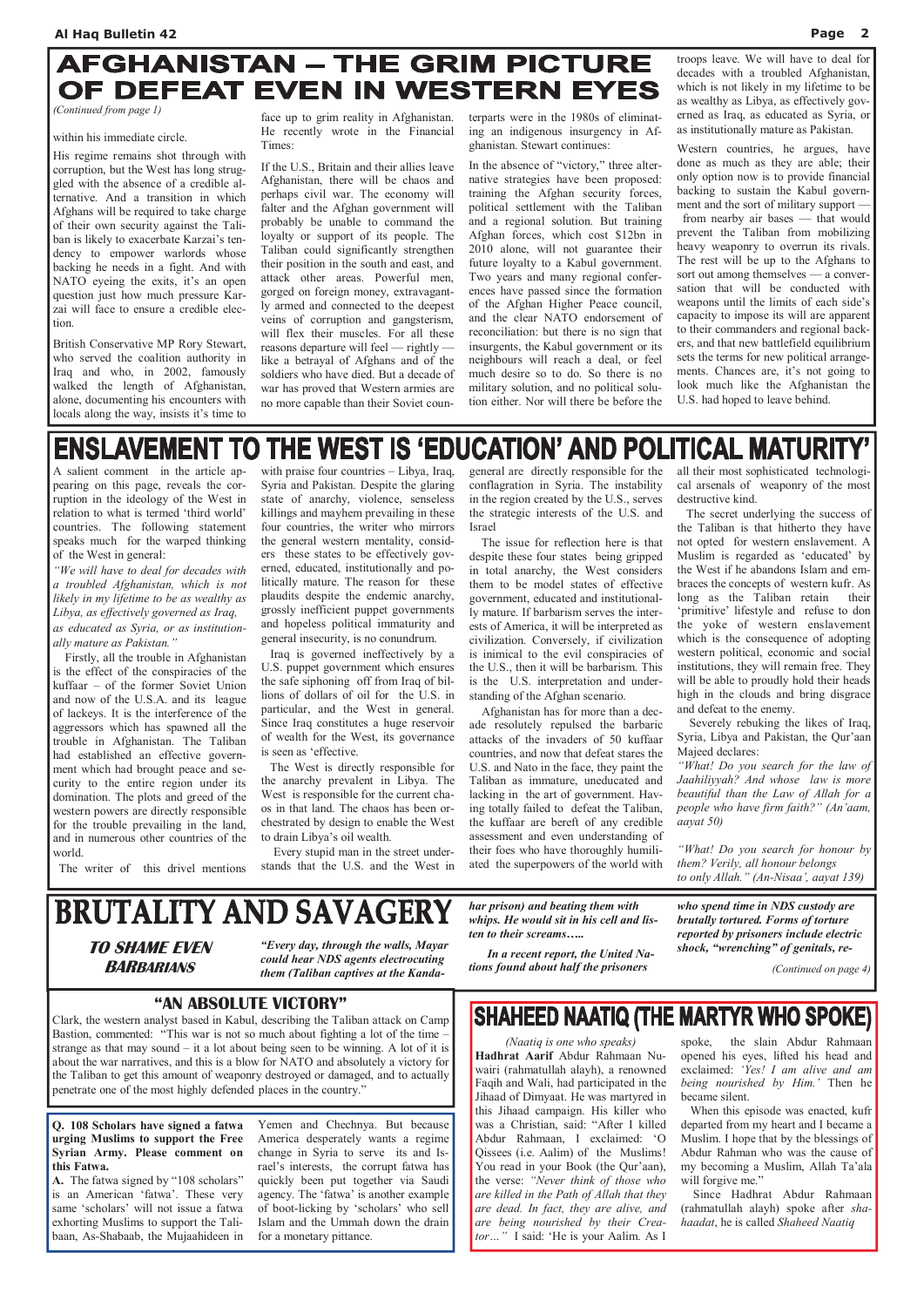# AFGHANISTAN – THE GRIM PICTURE OF DEFEAT EVEN IN WESTERN EYES

*(Continued from page 1)*

within his immediate circle.

His regime remains shot through with corruption, but the West has long struggled with the absence of a credible alternative. And a transition in which Afghans will be required to take charge of their own security against the Taliban is likely to exacerbate Karzai's tendency to empower warlords whose backing he needs in a fight. And with NATO eyeing the exits, it's an open question just how much pressure Karzai will face to ensure a credible election.

British Conservative MP Rory Stewart, who served the coalition authority in Iraq and who, in 2002, famously walked the length of Afghanistan, alone, documenting his encounters with locals along the way, insists it's time to face up to grim reality in Afghanistan. He recently wrote in the Financial Times:

If the U.S., Britain and their allies leave Afghanistan, there will be chaos and perhaps civil war. The economy will falter and the Afghan government will probably be unable to command the loyalty or support of its people. The Taliban could significantly strengthen their position in the south and east, and attack other areas. Powerful men, gorged on foreign money, extravagantly armed and connected to the deepest veins of corruption and gangsterism, will flex their muscles. For all these reasons departure will feel — rightly — like a betrayal of Afghans and of the soldiers who have died. But a decade of war has proved that Western armies are no more capable than their Soviet counterparts were in the 1980s of eliminating an indigenous insurgency in Afghanistan. Stewart continues:

In the absence of "victory," three alternative strategies have been proposed: training the Afghan security forces, political settlement with the Taliban and a regional solution. But training Afghan forces, which cost $12bn in 2010 alone, will not guarantee their future loyalty to a Kabul government. Two years and many regional conferences have passed since the formation of the Afghan Higher Peace council, and the clear NATO endorsement of reconciliation: but there is no sign that insurgents, the Kabul government or its neighbours will reach a deal, or feel much desire so to do. So there is no military solution, and no political solution either. Nor will there be before the troops leave. We will have to deal for decades with a troubled Afghanistan, which is not likely in my lifetime to be as wealthy as Libya, as effectively governed as Iraq, as educated as Syria, or as institutionally mature as Pakistan.

Western countries, he argues, have done as much as they are able; their only option now is to provide financial backing to sustain the Kabul government and the sort of military support — from nearby air bases — that would prevent the Taliban from mobilizing heavy weaponry to overrun its rivals. The rest will be up to the Afghans to sort out among themselves — a conversation that will be conducted with weapons until the limits of each side's capacity to impose its will are apparent to their commanders and regional backers, and that new battlefield equilibrium sets the terms for new political arrangements. Chances are, it's not going to look much like the Afghanistan the U.S. had hoped to leave behind.

# ENSLAVEMENT TO THE WEST IS 'EDUCATION' AND POLITICAL MATURITY'

A salient comment in the article appearing on this page, reveals the corruption in the ideology of the West in relation to what is termed 'third world' countries. The following statement speaks much for the warped thinking of the West in general:

*"We will have to deal for decades with a troubled Afghanistan, which is not likely in my lifetime to be as wealthy as Libya, as effectively governed as Iraq, as educated as Syria, or as institutionally mature as Pakistan."*

Firstly, all the trouble in Afghanistan is the effect of the conspiracies of the kuffaar – of the former Soviet Union and now of the U.S.A. and its league of lackeys. It is the interference of the aggressors which has spawned all the trouble in Afghanistan. The Taliban had established an effective government which had brought peace and security to the entire region under its domination. The plots and greed of the western powers are directly responsible for the trouble prevailing in the land, and in numerous other countries of the world.

The writer of this drivel mentions with praise four countries – Libya, Iraq, Syria and Pakistan. Despite the glaring state of anarchy, violence, senseless killings and mayhem prevailing in these four countries, the writer who mirrors the general western mentality, considers these states to be effectively governed, educated, institutionally and politically mature. The reason for these plaudits despite the endemic anarchy, grossly inefficient puppet governments and hopeless political immaturity and general insecurity, is no conundrum.

Iraq is governed ineffectively by a U.S. puppet government which ensures the safe siphoning off from Iraq of billions of dollars of oil for the U.S. in particular, and the West in general. Since Iraq constitutes a huge reservoir of wealth for the West, its governance is seen as 'effective.

The West is directly responsible for the anarchy prevalent in Libya. The West is responsible for the current chaos in that land. The chaos has been orchestrated by design to enable the West to drain Libya's oil wealth.

Every stupid man in the street understands that the U.S. and the West in general are directly responsible for the conflagration in Syria. The instability in the region created by the U.S., serves the strategic interests of the U.S. and Israel

The issue for reflection here is that despite these four states being gripped in total anarchy, the West considers them to be model states of effective government, educated and institutionally mature. If barbarism serves the interests of America, it will be interpreted as civilization. Conversely, if civilization is inimical to the evil conspiracies of the U.S., then it will be barbarism. This is the U.S. interpretation and understanding of the Afghan scenario.

Afghanistan has for more than a decade resolutely repulsed the barbaric attacks of the invaders of 50 kuffaar countries, and now that defeat stares the U.S. and Nato in the face, they paint the Taliban as immature, uneducated and lacking in the art of government. Having totally failed to defeat the Taliban, the kuffaar are bereft of any credible assessment and even understanding of their foes who have thoroughly humiliated the superpowers of the world with all their most sophisticated technological arsenals of weaponry of the most destructive kind.

The secret underlying the success of the Taliban is that hitherto they have not opted for western enslavement. A Muslim is regarded as 'educated' by the West if he abandons Islam and embraces the concepts of western kufr. As long as the Taliban retain their 'primitive' lifestyle and refuse to don the yoke of western enslavement which is the consequence of adopting western political, economic and social institutions, they will remain free. They will be able to proudly hold their heads high in the clouds and bring disgrace and defeat to the enemy.

Severely rebuking the likes of Iraq, Syria, Libya and Pakistan, the Qur'aan Majeed declares:

*"What! Do you search for the law of Jaahiliyyah? And whose law is more beautiful than the Law of Allah for a people who have firm faith?" (An'aam, aayat 50)*

*"What! Do you search for honour by them? Verily, all honour belongs to only Allah." (An-Nisaa', aayat 139)*

# BRUTALITY AND SAVAGERY

### TO SHAME EVEN BARBARIANS

***"Every day, through the walls, Mayar could hear NDS agents electrocuting them (Taliban captives at the Kandahar prison) and beating them with whips. He would sit in his cell and listen to their screams…..***

***In a recent report, the United Nations found about half the prisoners who spend time in NDS custody are brutally tortured. Forms of torture reported by prisoners include electric shock, "wrenching" of genitals, re-***

*(Continued on page 4)*

## "AN ABSOLUTE VICTORY"

Clark, the western analyst based in Kabul, describing the Taliban attack on Camp Bastion, commented: "This war is not so much about fighting a lot of the time – strange as that may sound – it a lot about being seen to be winning. A lot of it is about the war narratives, and this is a blow for NATO and absolutely a victory for the Taliban to get this amount of weaponry destroyed or damaged, and to actually penetrate one of the most highly defended places in the country."

**Q. 108 Scholars have signed a fatwa urging Muslims to support the Free Syrian Army. Please comment on this Fatwa.**

**A.** The fatwa signed by "108 scholars" is an American 'fatwa'. These very same 'scholars' will not issue a fatwa exhorting Muslims to support the Talibaan, As-Shabaab, the Mujaahideen in Yemen and Chechnya. But because America desperately wants a regime change in Syria to serve its and Israel's interests, the corrupt fatwa has quickly been put together via Saudi agency. The 'fatwa' is another example of boot-licking by 'scholars' who sell Islam and the Ummah down the drain for a monetary pittance.

# SHAHEED NAATIQ (THE MARTYR WHO SPOKE)

*(Naatiq is one who speaks)*

**Hadhrat Aarif** Abdur Rahmaan Nuwairi (rahmatullah alayh), a renowned Faqih and Wali, had participated in the Jihaad of Dimyaat. He was martyred in this Jihaad campaign. His killer who was a Christian, said: "After I killed Abdur Rahmaan, I exclaimed: 'O Qissees (i.e. Aalim) of the Muslims! You read in your Book (the Qur'aan), the verse: *"Never think of those who are killed in the Path of Allah that they are dead. In fact, they are alive, and are being nourished by their Creator…"* I said: 'He is your Aalim. As I spoke, the slain Abdur Rahmaan opened his eyes, lifted his head and exclaimed: *'Yes! I am alive and am being nourished by Him.'* Then he became silent.

When this episode was enacted, kufr departed from my heart and I became a Muslim. I hope that by the blessings of Abdur Rahman who was the cause of my becoming a Muslim, Allah Ta'ala will forgive me."

Since Hadhrat Abdur Rahmaan (rahmatullah alayh) spoke after *shahaadat*, he is called *Shaheed Naatiq*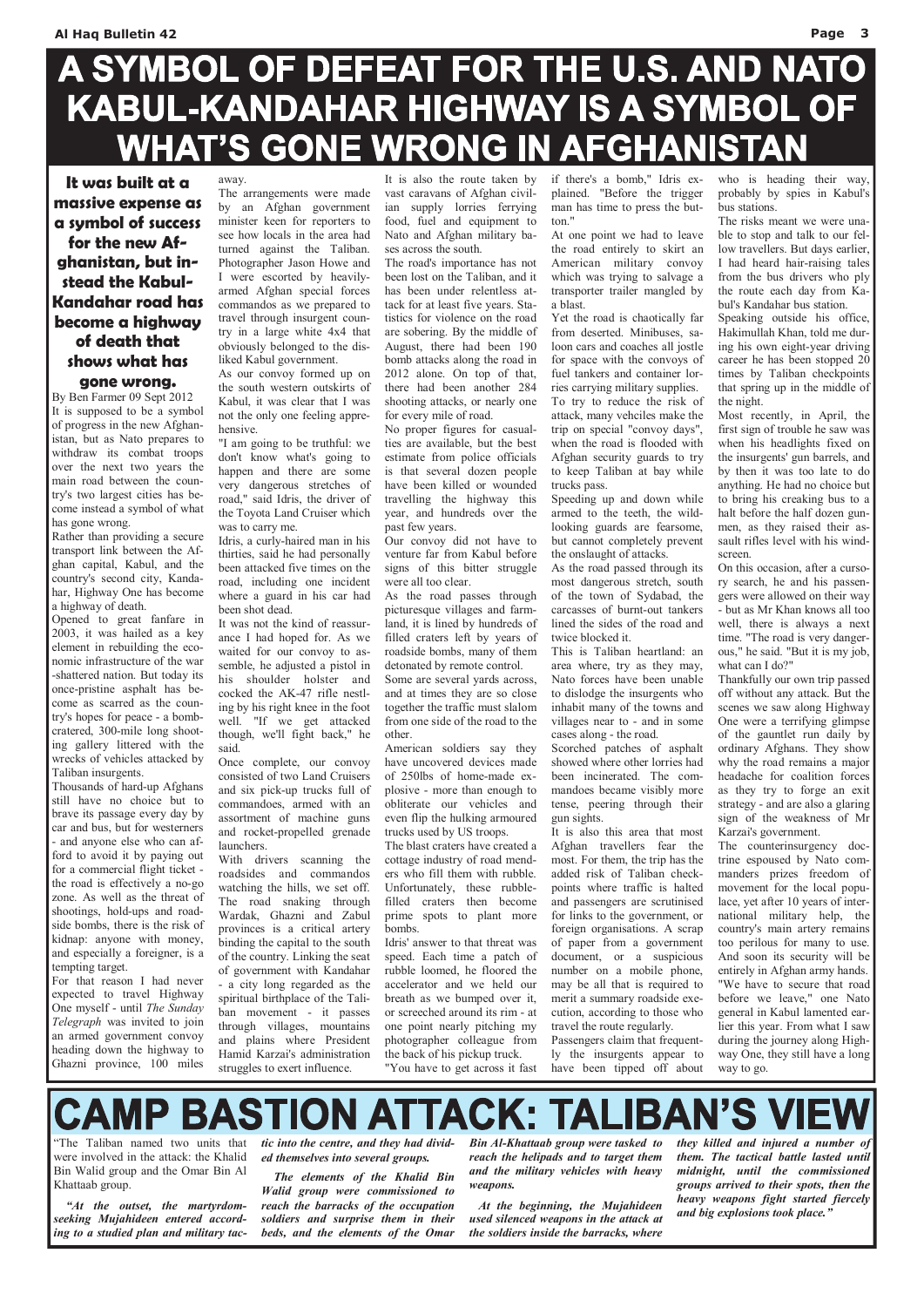# A SYMBOL OF DEFEAT FOR THE U.S. AND NATO KABUL-KANDAHAR HIGHWAY IS A SYMBOL OF WHAT'S GONE WRONG IN AFGHANISTAN

**It was built at a massive expense as a symbol of success for the new Afghanistan, but instead the Kabul-Kandahar road has become a highway of death that shows what has gone wrong.**

By Ben Farmer 09 Sept 2012

It is supposed to be a symbol of progress in the new Afghanistan, but as Nato prepares to withdraw its combat troops over the next two years the main road between the country's two largest cities has become instead a symbol of what has gone wrong.

Rather than providing a secure transport link between the Afghan capital, Kabul, and the country's second city, Kandahar, Highway One has become a highway of death.

Opened to great fanfare in 2003, it was hailed as a key element in rebuilding the economic infrastructure of the war-shattered nation. But today its once-pristine asphalt has become as scarred as the country's hopes for peace - a bomb-cratered, 300-mile long shooting gallery littered with the wrecks of vehicles attacked by Taliban insurgents.

Thousands of hard-up Afghans still have no choice but to brave its passage every day by car and bus, but for westerners - and anyone else who can afford to avoid it by paying out for a commercial flight ticket - the road is effectively a no-go zone. As well as the threat of shootings, hold-ups and roadside bombs, there is the risk of kidnap: anyone with money, and especially a foreigner, is a tempting target.

For that reason I had never expected to travel Highway One myself - until *The Sunday Telegraph* was invited to join an armed government convoy heading down the highway to Ghazni province, 100 miles away.

The arrangements were made by an Afghan government minister keen for reporters to see how locals in the area had turned against the Taliban. Photographer Jason Howe and I were escorted by heavily-armed Afghan special forces commandos as we prepared to travel through insurgent country in a large white 4x4 that obviously belonged to the disliked Kabul government.

As our convoy formed up on the south western outskirts of Kabul, it was clear that I was not the only one feeling apprehensive.

"I am going to be truthful: we don't know what's going to happen and there are some very dangerous stretches of road," said Idris, the driver of the Toyota Land Cruiser which was to carry me.

Idris, a curly-haired man in his thirties, said he had personally been attacked five times on the road, including one incident where a guard in his car had been shot dead.

It was not the kind of reassurance I had hoped for. As we waited for our convoy to assemble, he adjusted a pistol in his shoulder holster and cocked the AK-47 rifle nestling by his right knee in the foot well. "If we get attacked though, we'll fight back," he said.

Once complete, our convoy consisted of two Land Cruisers and six pick-up trucks full of commandoes, armed with an assortment of machine guns and rocket-propelled grenade launchers.

With drivers scanning the roadsides and commandos watching the hills, we set off. The road snaking through Wardak, Ghazni and Zabul provinces is a critical artery binding the capital to the south of the country. Linking the seat of government with Kandahar - a city long regarded as the spiritual birthplace of the Taliban movement - it passes through villages, mountains and plains where President Hamid Karzai's administration struggles to exert influence.

It is also the route taken by vast caravans of Afghan civilian supply lorries ferrying food, fuel and equipment to Nato and Afghan military bases across the south.

The road's importance has not been lost on the Taliban, and it has been under relentless attack for at least five years. Statistics for violence on the road are sobering. By the middle of August, there had been 190 bomb attacks along the road in 2012 alone. On top of that, there had been another 284 shooting attacks, or nearly one for every mile of road.

No proper figures for casualties are available, but the best estimate from police officials is that several dozen people have been killed or wounded travelling the highway this year, and hundreds over the past few years.

Our convoy did not have to venture far from Kabul before signs of this bitter struggle were all too clear.

As the road passes through picturesque villages and farmland, it is lined by hundreds of filled craters left by years of roadside bombs, many of them detonated by remote control.

Some are several yards across, and at times they are so close together the traffic must slalom from one side of the road to the other.

American soldiers say they have uncovered devices made of 250lbs of home-made explosive - more than enough to obliterate our vehicles and even flip the hulking armoured trucks used by US troops.

The blast craters have created a cottage industry of road menders who fill them with rubble. Unfortunately, these rubble-filled craters then become prime spots to plant more bombs.

Idris' answer to that threat was speed. Each time a patch of rubble loomed, he floored the accelerator and we held our breath as we bumped over it, or screeched around its rim - at one point nearly pitching my photographer colleague from the back of his pickup truck.

"You have to get across it fast if there's a bomb," Idris explained. "Before the trigger man has time to press the button."

At one point we had to leave the road entirely to skirt an American military convoy which was trying to salvage a transporter trailer mangled by a blast.

Yet the road is chaotically far from deserted. Minibuses, saloon cars and coaches all jostle for space with the convoys of fuel tankers and container lorries carrying military supplies.

To try to reduce the risk of attack, many vehciles make the trip on special "convoy days", when the road is flooded with Afghan security guards to try to keep Taliban at bay while trucks pass.

Speeding up and down while armed to the teeth, the wild-looking guards are fearsome, but cannot completely prevent the onslaught of attacks.

As the road passed through its most dangerous stretch, south of the town of Sydabad, the carcasses of burnt-out tankers lined the sides of the road and twice blocked it.

This is Taliban heartland: an area where, try as they may, Nato forces have been unable to dislodge the insurgents who inhabit many of the towns and villages near to - and in some cases along - the road.

Scorched patches of asphalt showed where other lorries had been incinerated. The commandos became visibly more tense, peering through their gun sights.

It is also this area that most Afghan travellers fear the most. For them, the trip has the added risk of Taliban checkpoints where traffic is halted and passengers are scrutinised for links to the government, or foreign organisations. A scrap of paper from a government document, or a suspicious number on a mobile phone, may be all that is required to merit a summary roadside execution, according to those who travel the route regularly.

Passengers claim that frequently the insurgents appear to have been tipped off about who is heading their way, probably by spies in Kabul's bus stations.

The risks meant we were unable to stop and talk to our fellow travellers. But days earlier, I had heard hair-raising tales from the bus drivers who ply the route each day from Kabul's Kandahar bus station.

Speaking outside his office, Hakimullah Khan, told me during his own eight-year driving career he has been stopped 20 times by Taliban checkpoints that spring up in the middle of the night.

Most recently, in April, the first sign of trouble he saw was when his headlights fixed on the insurgents' gun barrels, and by then it was too late to do anything. He had no choice but to bring his creaking bus to a halt before the half dozen gunmen, as they raised their assault rifles level with his windscreen.

On this occasion, after a cursory search, he and his passengers were allowed on their way - but as Mr Khan knows all too well, there is always a next time. "The road is very dangerous," he said. "But it is my job, what can I do?"

Thankfully our own trip passed off without any attack. But the scenes we saw along Highway One were a terrifying glimpse of the gauntlet run daily by ordinary Afghans. They show why the road remains a major headache for coalition forces as they try to forge an exit strategy - and are also a glaring sign of the weakness of Mr Karzai's government.

The counterinsurgency doctrine espoused by Nato commanders prizes freedom of movement for the local populace, yet after 10 years of international military help, the country's main artery remains too perilous for many to use. And soon its security will be entirely in Afghan army hands. "We have to secure that road before we leave," one Nato general in Kabul lamented earlier this year. From what I saw during the journey along Highway One, they still have a long way to go.

# CAMP BASTION ATTACK: TALIBAN'S VIEW

"The Taliban named two units that were involved in the attack: the Khalid Bin Walid group and the Omar Bin Al Khattaab group.

*"At the outset, the martyrdom-seeking Mujahideen entered according to a studied plan and military tactic into the centre, and they had divided themselves into several groups.*

*The elements of the Khalid Bin Walid group were commissioned to reach the barracks of the occupation soldiers and surprise them in their beds, and the elements of the Omar Bin Al-Khattaab group were tasked to reach the helipads and to target them and the military vehicles with heavy weapons.*

*At the beginning, the Mujahideen used silenced weapons in the attack at the soldiers inside the barracks, where they killed and injured a number of them. The tactical battle lasted until midnight, until the commissioned groups arrived to their spots, then the heavy weapons fight started fiercely and big explosions took place."*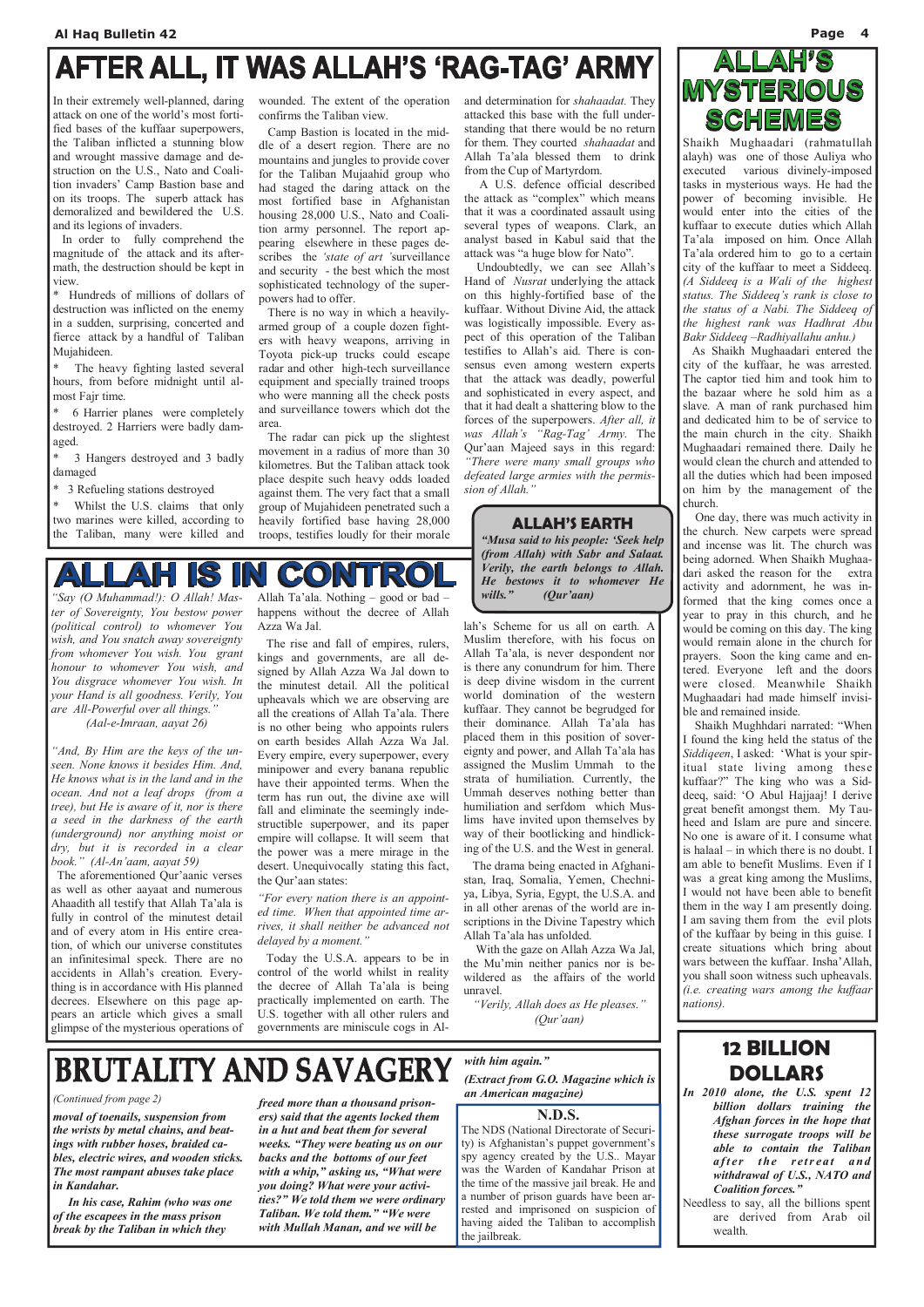# AFTER ALL, IT WAS ALLAH'S 'RAG-TAG' ARMY

In their extremely well-planned, daring attack on one of the world's most fortified bases of the kuffaar superpowers, the Taliban inflicted a stunning blow and wrought massive damage and destruction on the U.S., Nato and Coalition invaders' Camp Bastion base and on its troops. The superb attack has demoralized and bewildered the U.S. and its legions of invaders.

In order to fully comprehend the magnitude of the attack and its aftermath, the destruction should be kept in view.

* Hundreds of millions of dollars of destruction was inflicted on the enemy in a sudden, surprising, concerted and fierce attack by a handful of Taliban Mujahideen.
* The heavy fighting lasted several hours, from before midnight until almost Fajr time.
* 6 Harrier planes were completely destroyed. 2 Harriers were badly damaged.
* 3 Hangers destroyed and 3 badly damaged
* 3 Refueling stations destroyed
* Whilst the U.S. claims that only two marines were killed, according to the Taliban, many were killed and wounded. The extent of the operation confirms the Taliban view.

Camp Bastion is located in the middle of a desert region. There are no mountains and jungles to provide cover for the Taliban Mujahid group who had staged the daring attack on the most fortified base in Afghanistan housing 28,000 U.S., Nato and Coalition army personnel. The report appearing elsewhere in these pages describes the *'state of art '*surveillance and security - the best which the most sophisticated technology of the superpowers had to offer.

There is no way in which a heavily-armed group of a couple dozen fighters with heavy weapons, arriving in Toyota pick-up trucks could escape radar and other high-tech surveillance equipment and specially trained troops who were manning all the check posts and surveillance towers which dot the area.

The radar can pick up the slightest movement in a radius of more than 30 kilometres. But the Taliban attack took place despite such heavy odds loaded against them. The very fact that a small group of Mujahideen penetrated such a heavily fortified base having 28,000 troops, testifies loudly for their morale and determination for *shahaadat.* They attacked this base with the full understanding that there would be no return for them. They courted *shahaadat* and Allah Ta'ala blessed them to drink from the Cup of Martyrdom.

A U.S. defence official described the attack as "complex" which means that it was a coordinated assault using several types of weapons. Clark, an analyst based in Kabul said that the attack was "a huge blow for Nato".

Undoubtedly, we can see Allah's Hand of *Nusrat* underlying the attack on this highly-fortified base of the kuffaar. Without Divine Aid, the attack was logistically impossible. Every aspect of this operation of the Taliban testifies to Allah's aid. There is consensus even among western experts that the attack was deadly, powerful and sophisticated in every aspect, and that it had dealt a shattering blow to the forces of the superpowers. *After all, it was Allah's "Rag-Tag' Army.* The Qur'aan Majeed says in this regard: *"There were many small groups who defeated large armies with the permission of Allah."*

# ALLAH'S MYSTERIOUS SCHEMES

Shaikh Mughaadari (rahmatullah alayh) was one of those Auliya who executed various divinely-imposed tasks in mysterious ways. He had the power of becoming invisible. He would enter into the cities of the kuffaar to execute duties which Allah Ta'ala imposed on him. Once Allah Ta'ala ordered him to go to a certain city of the kuffaar to meet a Siddeeq. *(A Siddeeq is a Wali of the highest status. The Siddeeq's rank is close to the status of a Nabi. The Siddeeq of the highest rank was Hadhrat Abu Bakr Siddeeq –Radhiyallahu anhu.)*

As Shaikh Mughaadari entered the city of the kuffaar, he was arrested. The captor tied him and took him to the bazaar where he sold him as a slave. A man of rank purchased him and dedicated him to be of service to the main church in the city. Shaikh Mughaadari remained there. Daily he would clean the church and attended to all the duties which had been imposed on him by the management of the church.

One day, there was much activity in the church. New carpets were spread and incense was lit. The church was being adorned. When Shaikh Mughaadari asked the reason for the extra activity and adornment, he was informed that the king comes once a year to pray in this church, and he would be coming on this day. The king would remain alone in the church for prayers. Soon the king came and entered. Everyone left and the doors were closed. Meanwhile Shaikh Mughaadari had made himself invisible and remained inside.

Shaikh Mughhdari narrated: "When I found the king held the status of the *Siddiqeen*, I asked: 'What is your spiritual state living among these kuffaar?" The king who was a Siddeeq, said: 'O Abul Hajjaaj! I derive great benefit amongst them. My Tauheed and Islam are pure and sincere. No one is aware of it. I consume what is halaal – in which there is no doubt. I am able to benefit Muslims. Even if I was a great king among the Muslims, I would not have been able to benefit them in the way I am presently doing. I am saving them from the evil plots of the kuffaar by being in this guise. I create situations which bring about wars between the kuffaar. Insha'Allah, you shall soon witness such upheavals. *(i.e. creating wars among the kuffaar nations).*

## ALLAH'S EARTH

***"Musa said to his people: 'Seek help (from Allah) with Sabr and Salaat. Verily, the earth belongs to Allah. He bestows it to whomever He wills." (Qur'aan)***

# ALLAH IS IN CONTROL

*"Say (O Muhammad!): O Allah! Master of Sovereignty, You bestow power (political control) to whomever You wish, and You snatch away sovereignty from whomever You wish. You grant honour to whomever You wish, and You disgrace whomever You wish. In your Hand is all goodness. Verily, You are All-Powerful over all things." (Aal-e-Imraan, aayat 26)*

*"And, By Him are the keys of the unseen. None knows it besides Him. And, He knows what is in the land and in the ocean. And not a leaf drops (from a tree), but He is aware of it, nor is there a seed in the darkness of the earth (underground) nor anything moist or dry, but it is recorded in a clear book." (Al-An'aam, aayat 59)*

The aforementioned Qur'aanic verses as well as other aayaat and numerous Ahaadith all testify that Allah Ta'ala is fully in control of the minutest detail and of every atom in His entire creation, of which our universe constitutes an infinitesimal speck. There are no accidents in Allah's creation. Everything is in accordance with His planned decrees. Elsewhere on this page appears an article which gives a small glimpse of the mysterious operations of Allah Ta'ala. Nothing – good or bad – happens without the decree of Allah Azza Wa Jal.

The rise and fall of empires, rulers, kings and governments, are all designed by Allah Azza Wa Jal down to the minutest detail. All the political upheavals which we are observing are all the creations of Allah Ta'ala. There is no other being who appoints rulers on earth besides Allah Azza Wa Jal. Every empire, every superpower, every minipower and every banana republic have their appointed terms. When the term has run out, the divine axe will fall and eliminate the seemingly indestructible superpower, and its paper empire will collapse. It will seem that the power was a mere mirage in the desert. Unequivocally stating this fact, the Qur'aan states:

*"For every nation there is an appointed time. When that appointed time arrives, it shall neither be advanced not delayed by a moment."*

Today the U.S.A. appears to be in control of the world whilst in reality the decree of Allah Ta'ala is being practically implemented on earth. The U.S. together with all other rulers and governments are miniscule cogs in Allah's Scheme for us all on earth. A Muslim therefore, with his focus on Allah Ta'ala, is never despondent nor is there any conundrum for him. There is deep divine wisdom in the current world domination of the western kuffaar. They cannot be begrudged for their dominance. Allah Ta'ala has placed them in this position of sovereignty and power, and Allah Ta'ala has assigned the Muslim Ummah to the strata of humiliation. Currently, the Ummah deserves nothing better than humiliation and serfdom which Muslims have invited upon themselves by way of their bootlicking and hindlicking of the U.S. and the West in general.

The drama being enacted in Afghanistan, Iraq, Somalia, Yemen, Chechnya, Libya, Syria, Egypt, the U.S.A. and in all other arenas of the world are inscriptions in the Divine Tapestry which Allah Ta'ala has unfolded.

With the gaze on Allah Azza Wa Jal, the Mu'min neither panics nor is bewildered as the affairs of the world unravel.

*"Verily, Allah does as He pleases." (Qur'aan)*

# BRUTALITY AND SAVAGERY

*(Continued from page 2)*

***moval of toenails, suspension from the wrists by metal chains, and beatings with rubber hoses, braided cables, electric wires, and wooden sticks. The most rampant abuses take place in Kandahar.***

***In his case, Rahim (who was one of the escapees in the mass prison break by the Taliban in which they freed more than a thousand prisoners) said that the agents locked them in a hut and beat them for several weeks. "They were beating us on our backs and the bottoms of our feet with a whip," asking us, "What were you doing? What were your activities?" We told them we were ordinary Taliban. We told them." "We were with Mullah Manan, and we will be with him again."***

***(Extract from G.O. Magazine which is an American magazine)***

## N.D.S.

The NDS (National Directorate of Security) is Afghanistan's puppet government's spy agency created by the U.S.. Mayar was the Warden of Kandahar Prison at the time of the massive jail break. He and a number of prison guards have been arrested and imprisoned on suspicion of having aided the Taliban to accomplish the jailbreak.

## 12 BILLION DOLLARS

***In 2010 alone, the U.S. spent 12 billion dollars training the Afghan forces in the hope that these surrogate troops will be able to contain the Taliban after the retreat and withdrawal of U.S., NATO and Coalition forces."***

Needless to say, all the billions spent are derived from Arab oil wealth.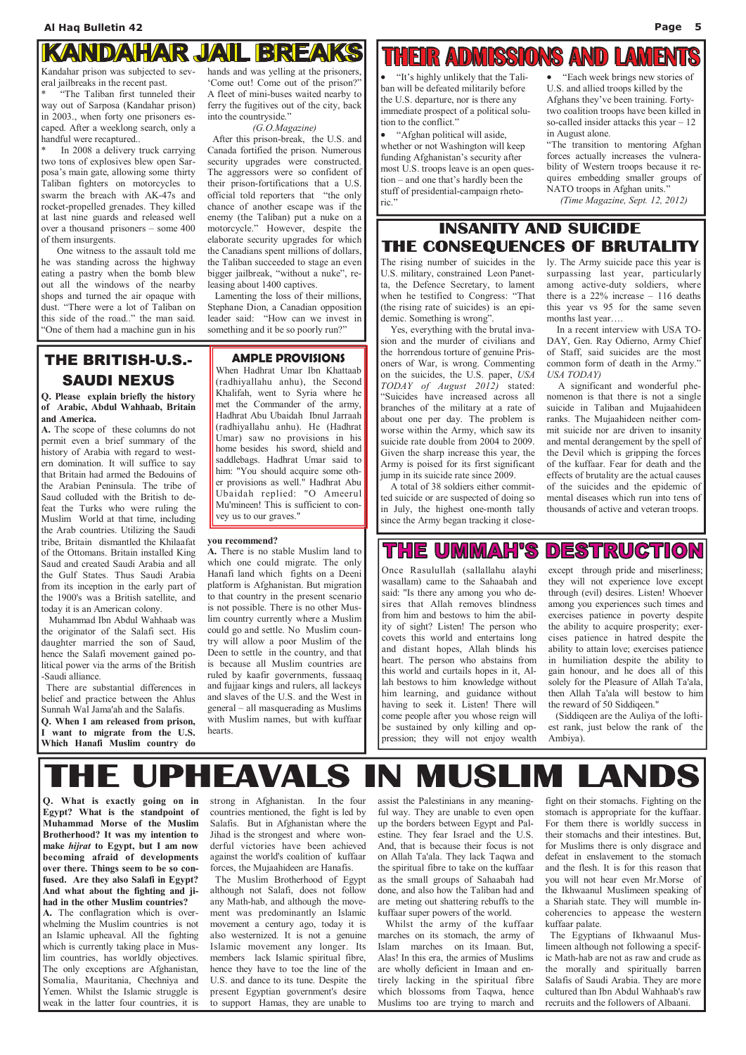## KANDAHAR JAIL BREAKS

Kandahar prison was subjected to several jailbreaks in the recent past.

* "The Taliban first tunneled their way out of Sarposa (Kandahar prison) in 2003., when forty one prisoners escaped. After a weeklong search, only a handful were recaptured..

* In 2008 a delivery truck carrying two tons of explosives blew open Sarposa's main gate, allowing some thirty Taliban fighters on motorcycles to swarm the breach with AK-47s and rocket-propelled grenades. They killed at last nine guards and released well over a thousand prisoners – some 400 of them insurgents.

One witness to the assault told me he was standing across the highway eating a pastry when the bomb blew out all the windows of the nearby shops and turned the air opaque with dust. "There were a lot of Taliban on this side of the road.." the man said. "One of them had a machine gun in his hands and was yelling at the prisoners, 'Come out! Come out of the prison?" A fleet of mini-buses waited nearby to ferry the fugitives out of the city, back into the countryside."

*(G.O.Magazine)*

After this prison-break, the U.S. and Canada fortified the prison. Numerous security upgrades were constructed. The aggressors were so confident of their prison-fortifications that a U.S. official told reporters that "the only chance of another escape was if the enemy (the Taliban) put a nuke on a motorcycle." However, despite the elaborate security upgrades for which the Canadians spent millions of dollars, the Taliban succeeded to stage an even bigger jailbreak, "without a nuke", releasing about 1400 captives.

Lamenting the loss of their millions, Stephane Dion, a Canadian opposition leader said: "How can we invest in something and it be so poorly run?"

## THEIR ADMISSIONS AND LAMENTS

- "It's highly unlikely that the Taliban will be defeated militarily before the U.S. departure, nor is there any immediate prospect of a political solution to the conflict."
- "Afghan political will aside, whether or not Washington will keep funding Afghanistan's security after most U.S. troops leave is an open question – and one that's hardly been the stuff of presidential-campaign rhetoric."
- "Each week brings new stories of U.S. and allied troops killed by the Afghans they've been training. Forty-two coalition troops have been killed in so-called insider attacks this year – 12 in August alone.

"The transition to mentoring Afghan forces actually increases the vulnerability of Western troops because it requires embedding smaller groups of NATO troops in Afghan units."

*(Time Magazine, Sept. 12, 2012)*

## INSANITY AND SUICIDE THE CONSEQUENCES OF BRUTALITY

The rising number of suicides in the U.S. military, constrained Leon Panetta, the Defence Secretary, to lament when he testified to Congress: "That (the rising rate of suicides) is an epidemic. Something is wrong".

Yes, everything with the brutal invasion and the murder of civilians and the horrendous torture of genuine Prisoners of War, is wrong. Commenting on the suicides, the U.S. paper, *USA TODAY of August 2012)* stated: "Suicides have increased across all branches of the military at a rate of about one per day. The problem is worse within the Army, which saw its suicide rate double from 2004 to 2009. Given the sharp increase this year, the Army is poised for its first significant jump in its suicide rate since 2009.

A total of 38 soldiers either committed suicide or are suspected of doing so in July, the highest one-month tally since the Army began tracking it closely. The Army suicide pace this year is surpassing last year, particularly among active-duty soldiers, where there is a 22% increase – 116 deaths this year vs 95 for the same seven months last year….

In a recent interview with USA TODAY, Gen. Ray Odierno, Army Chief of Staff, said suicides are the most common form of death in the Army." *USA TODAY)*

A significant and wonderful phenomenon is that there is not a single suicide in Taliban and Mujaahideen ranks. The Mujaahideen neither commit suicide nor are driven to insanity and mental derangement by the spell of the Devil which is gripping the forces of the kuffaar. Fear for death and the effects of brutality are the actual causes of the suicides and the epidemic of mental diseases which run into tens of thousands of active and veteran troops.

## THE BRITISH-U.S.-SAUDI NEXUS

**Q. Please explain briefly the history of Arabic, Abdul Wahhaab, Britain and America.**

**A.** The scope of these columns do not permit even a brief summary of the history of Arabia with regard to western domination. It will suffice to say that Britain had armed the Bedouins of the Arabian Peninsula. The tribe of Saud colluded with the British to defeat the Turks who were ruling the Muslim World at that time, including the Arab countries. Utilizing the Saudi tribe, Britain dismantled the Khilaafat of the Ottomans. Britain installed King Saud and created Saudi Arabia and all the Gulf States. Thus Saudi Arabia from its inception in the early part of the 1900's was a British satellite, and today it is an American colony.

Muhammad Ibn Abdul Wahhaab was the originator of the Salafi sect. His daughter married the son of Saud, hence the Salafi movement gained political power via the arms of the British-Saudi alliance.

There are substantial differences in belief and practice between the Ahlus Sunnah Wal Jama'ah and the Salafis.

**Q. When I am released from prison, I want to migrate from the U.S. Which Hanafi Muslim country do you recommend?**

**A.** There is no stable Muslim land to which one could migrate. The only Hanafi land which fights on a Deeni platform is Afghanistan. But migration to that country in the present scenario is not possible. There is no other Muslim country currently where a Muslim could go and settle. No Muslim country will allow a poor Muslim of the Deen to settle in the country, and that is because all Muslim countries are ruled by kaafir governments, fussaaq and fujjaar kings and rulers, all lackeys and slaves of the U.S. and the West in general – all masquerading as Muslims with Muslim names, but with kuffaar hearts.

### AMPLE PROVISIONS

When Hadhrat Umar Ibn Khattaab (radhiyallahu anhu), the Second Khalifah, went to Syria where he met the Commander of the army, Hadhrat Abu Ubaidah Ibnul Jarraah (radhiyallahu anhu). He (Hadhrat Umar) saw no provisions in his home besides his sword, shield and saddlebags. Hadhrat Umar said to him: "You should acquire some other provisions as well." Hadhrat Abu Ubaidah replied: "O Ameerul Mu'mineen! This is sufficient to convey us to our graves."

## THE UMMAH'S DESTRUCTION

Once Rasulullah (sallallahu alayhi wasallam) came to the Sahaabah and said: "Is there any among you who desires that Allah removes blindness from him and bestows to him the ability of sight? Listen! The person who covets this world and entertains long and distant hopes, Allah blinds his heart. The person who abstains from this world and curtails hopes in it, Allah bestows to him knowledge without him learning, and guidance without having to seek it. Listen! There will come people after you whose reign will be sustained by only killing and oppression; they will not enjoy wealth except through pride and miserliness; they will not experience love except through (evil) desires. Listen! Whoever among you experiences such times and exercises patience in poverty despite the ability to acquire prosperity; exercises patience in hatred despite the ability to attain love; exercises patience in humiliation despite the ability to gain honour, and he does all of this solely for the Pleasure of Allah Ta'ala, then Allah Ta'ala will bestow to him the reward of 50 Siddiqeen."

(Siddiqeen are the Auliya of the loftiest rank, just below the rank of the Ambiya).

# THE UPHEAVALS IN MUSLIM LANDS

**Q. What is exactly going on in Egypt? What is the standpoint of Muhammad Morse of the Muslim Brotherhood? It was my intention to make *hijrat* to Egypt, but I am now becoming afraid of developments over there. Things seem to be so confused. Are they also Salafi in Egypt? And what about the fighting and jihad in the other Muslim countries?**

**A.** The conflagration which is overwhelming the Muslim countries is not an Islamic upheaval. All the fighting which is currently taking place in Muslim countries, has worldly objectives. The only exceptions are Afghanistan, Somalia, Mauritania, Chechniya and Yemen. Whilst the Islamic struggle is weak in the latter four countries, it is strong in Afghanistan. In the four countries mentioned, the fight is led by Salafis. But in Afghanistan where the Jihad is the strongest and where wonderful victories have been achieved against the world's coalition of kuffaar forces, the Mujaahideen are Hanafis.

The Muslim Brotherhood of Egypt although not Salafi, does not follow any Math-hab, and although the movement was predominantly an Islamic movement a century ago, today it is also westernized. It is not a genuine Islamic movement any longer. Its members lack Islamic spiritual fibre, hence they have to toe the line of the U.S. and dance to its tune. Despite the present Egyptian government's desire to support Hamas, they are unable to assist the Palestinians in any meaningful way. They are unable to even open up the borders between Egypt and Palestine. They fear Israel and the U.S. And, that is because their focus is not on Allah Ta'ala. They lack Taqwa and the spiritual fibre to take on the kuffaar as the small groups of Sahaabah had done, and also how the Taliban had and are meting out shattering rebuffs to the kuffaar super powers of the world.

Whilst the army of the kuffaar marches on its stomach, the army of Islam marches on its Imaan. But, Alas! In this era, the armies of Muslims are wholly deficient in Imaan and entirely lacking in the spiritual fibre which blossoms from Taqwa, hence Muslims too are trying to march and fight on their stomachs. Fighting on the stomach is appropriate for the kuffaar. For them there is worldly success in their stomachs and their intestines. But, for Muslims there is only disgrace and defeat in enslavement to the stomach and the flesh. It is for this reason that you will not hear even Mr.Morse of the Ikhwaanul Muslimeen speaking of a Shariah state. They will mumble incoherencies to appease the western kuffaar palate.

The Egyptians of Ikhwaanul Muslimeen although not following a specific Math-hab are not as raw and crude as the morally and spiritually barren Salafis of Saudi Arabia. They are more cultured than Ibn Abdul Wahhaab's raw recruits and the followers of Albaani.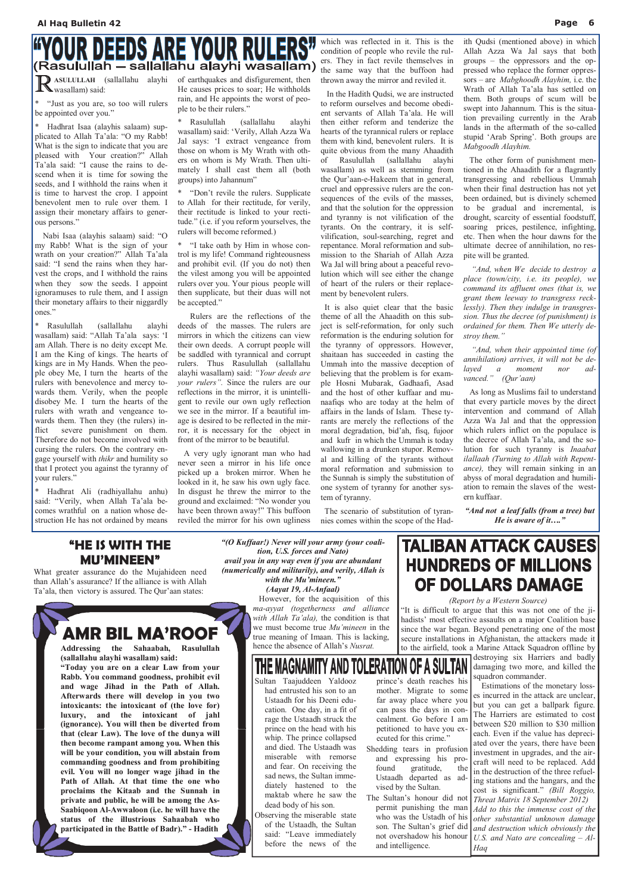# "YOUR DEEDS ARE YOUR RULERS"

## (Rasulullah – sallallahu alayhi wasallam)

RASULULLAH (sallallahu alayhi wasallam) said:

* "Just as you are, so too will rulers be appointed over you."

* Hadhrat Isaa (alayhis salaam) supplicated to Allah Ta'ala: "O my Rabb! What is the sign to indicate that you are pleased with Your creation?" Allah Ta'ala said: "I cause the rains to descend when it is time for sowing the seeds, and I withhold the rains when it is time to harvest the crop. I appoint benevolent men to rule over them. I assign their monetary affairs to generous persons."

Nabi Isaa (alayhis salaam) said: "O my Rabb! What is the sign of your wrath on your creation?" Allah Ta'ala said: "I send the rains when they harvest the crops, and I withhold the rains when they sow the seeds. I appoint ignoramuses to rule them, and I assign their monetary affairs to their niggardly ones."

* Rasulullah (sallallahu alayhi wasallam) said: "Allah Ta'ala says: 'I am Allah. There is no deity except Me. I am the King of kings. The hearts of kings are in My Hands. When the people obey Me, I turn the hearts of the rulers with benevolence and mercy towards them. Verily, when the people disobey Me. I turn the hearts of the rulers with wrath and vengeance towards them. Then they (the rulers) inflict severe punishment on them. Therefore do not become involved with cursing the rulers. On the contrary engage yourself with *thikr* and humility so that I protect you against the tyranny of your rulers."

* Hadhrat Ali (radhiyallahu anhu) said: "Verily, when Allah Ta'ala becomes wrathful on a nation whose destruction He has not ordained by means of earthquakes and disfigurement, then He causes prices to soar; He withholds rain, and He appoints the worst of people to be their rulers."

* Rasulullah (sallallahu alayhi wasallam) said: 'Verily, Allah Azza Wa Jal says: 'I extract vengeance from those on whom is My Wrath with others on whom is My Wrath. Then ultimately I shall cast them all (both groups) into Jahannum"

* "Don't revile the rulers. Supplicate to Allah for their rectitude, for verily, their rectitude is linked to your rectitude." (i.e. if you reform yourselves, the rulers will become reformed.)

* "I take oath by Him in whose control is my life! Command righteousness and prohibit evil. (If you do not) then the vilest among you will be appointed rulers over you. Your pious people will then supplicate, but their duas will not be accepted."

Rulers are the reflections of the deeds of the masses. The rulers are mirrors in which the citizens can view their own deeds. A corrupt people will be saddled with tyrannical and corrupt rulers. Thus Rasulullah (sallallahu alayhi wasallam) said: *"Your deeds are your rulers"*. Since the rulers are our reflections in the mirror, it is unintelligent to revile our own ugly reflection we see in the mirror. If a beautiful image is desired to be reflected in the mirror, it is necessary for the object in front of the mirror to be beautiful.

A very ugly ignorant man who had never seen a mirror in his life once picked up a broken mirror. When he looked in it, he saw his own ugly face. In disgust he threw the mirror to the ground and exclaimed: "No wonder you have been thrown away!" This buffoon reviled the mirror for his own ugliness which was reflected in it. This is the condition of people who revile the rulers. They in fact revile themselves in the same way that the buffoon had thrown away the mirror and reviled it.

In the Hadith Qudsi, we are instructed to reform ourselves and become obedient servants of Allah Ta'ala. He will then either reform and tenderize the hearts of the tyrannical rulers or replace them with kind, benevolent rulers. It is quite obvious from the many Ahaadith of Rasulullah (sallallahu alayhi wasallam) as well as stemming from the Qur'aan-e-Hakeem that in general, cruel and oppressive rulers are the consequences of the evils of the masses, and that the solution for the oppression and tyranny is not vilification of the tyrants. On the contrary, it is self-vilification, soul-searching, regret and repentance. Moral reformation and submission to the Shariah of Allah Azza Wa Jal will bring about a peaceful revolution which will see either the change of heart of the rulers or their replacement by benevolent rulers.

It is also quiet clear that the basic theme of all the Ahaadith on this subject is self-reformation, for only such reformation is the enduring solution for the tyranny of oppressors. However, shaitaan has succeeded in casting the Ummah into the massive deception of believing that the problem is for example Hosni Mubarak, Gadhaafi, Asad and the host of other kuffaar and munaafiqs who are today at the helm of affairs in the lands of Islam. These tyrants are merely the reflections of the moral degradation, bid'ah, fisq, fujoor and kufr in which the Ummah is today wallowing in a drunken stupor. Removal and killing of the tyrants without moral reformation and submission to the Sunnah is simply the substitution of one system of tyranny for another system of tyranny.

The scenario of substitution of tyrannies comes within the scope of the Hadith Qudsi (mentioned above) in which Allah Azza Wa Jal says that both groups – the oppressors and the oppressed who replace the former oppressors – are *Mabghoodh Alayhim,* i.e. the Wrath of Allah Ta'ala has settled on them. Both groups of scum will be swept into Jahannum. This is the situation prevailing currently in the Arab lands in the aftermath of the so-called stupid 'Arab Spring'. Both groups are *Mabgoodh Alayhim.*

The other form of punishment mentioned in the Ahaadith for a flagrantly transgressing and rebellious Ummah when their final destruction has not yet been ordained, but is divinely schemed to be gradual and incremental, is drought, scarcity of essential foodstuff, soaring prices, pestilence, infighting, etc. Then when the hour dawns for the ultimate decree of annihilation, no respite will be granted.

*"And, when We decide to destroy a place (town/city, i.e. its people), we command its affluent ones (that is, we grant them leeway to transgress recklessly). Then they indulge in transgression. Thus the decree (of punishment) is ordained for them. Then We utterly destroy them."*

*"And, when their appointed time (of annihilation) arrives, it will not be delayed a moment nor advanced." (Qur'aan)*

As long as Muslims fail to understand that every particle moves by the direct intervention and command of Allah Azza Wa Jal and that the oppression which rulers inflict on the populace is the decree of Allah Ta'ala, and the solution for such tyranny is *Inaabat ilallaah (Turning to Allah with Repentance),* they will remain sinking in an abyss of moral degradation and humiliation to remain the slaves of the western kuffaar.

***"And not a leaf falls (from a tree) but He is aware of it…."***

# "HE IS WITH THE MU'MINEEN"

What greater assurance do the Mujahideen need than Allah's assurance? If the alliance is with Allah Ta'ala, then victory is assured. The Qur'aan states:

***"(O Kuffaar!) Never will your army (your coalition, U.S. forces and Nato) avail you in any way even if you are abundant (numerically and militarily), and verily, Allah is with the Mu'mineen."***
***(Aayat 19, Al-Anfaal)***

However, for the acquisition of this *ma-ayyat (togetherness and alliance with Allah Ta'ala),* the condition is that we must become true *Mu'mineen* in the true meaning of Imaan. This is lacking, hence the absence of Allah's *Nusrat.*

# AMR BIL MA'ROOF

**Addressing the Sahaabah, Rasulullah (sallallahu alayhi wasallam) said:**

**"Today you are on a clear Law from your Rabb. You command goodness, prohibit evil and wage Jihad in the Path of Allah. Afterwards there will develop in you two intoxicants: the intoxicant of (the love for) luxury, and the intoxicant of jahl (ignorance). You will then be diverted from that (clear Law). The love of the dunya will then become rampant among you. When this will be your condition, you will abstain from commanding goodness and from prohibiting evil. You will no longer wage jihad in the Path of Allah. At that time the one who proclaims the Kitaab and the Sunnah in private and public, he will be among the As-Saabiqoon Al-Awwaloon (i.e. he will have the status of the illustrious Sahaabah who participated in the Battle of Badr)." - Hadith**

# TALIBAN ATTACK CAUSES HUNDREDS OF MILLIONS OF DOLLARS DAMAGE

*(Report by a Western Source)*

"It is difficult to argue that this was not one of the jihadists' most effective assaults on a major Coalition base since the war began. Beyond penetrating one of the most secure installations in Afghanistan, the attackers made it to the airfield, took a Marine Attack Squadron offline by destroying six Harriers and badly damaging two more, and killed the squadron commander.

Estimations of the monetary losses incurred in the attack are unclear, but you can get a ballpark figure. The Harriers are estimated to cost between $20 million to $30 million each. Even if the value has depreciated over the years, there have been investment in upgrades, and the aircraft will need to be replaced. Add in the destruction of the three refueling stations and the hangars, and the cost is significant." *(Bill Roggio, Threat Matrix 18 September 2012) Add to this the immense cost of the other substantial unknown damage and destruction which obviously the U.S. and Nato are concealing – Al-Haq*

# THE MAGNAMITY AND TOLERATION OF A SULTAN

Sultan Taajuddeen Yaldooz had entrusted his son to an Ustaadh for his Deeni education. One day, in a fit of rage the Ustaadh struck the prince on the head with his whip. The prince collapsed and died. The Ustaadh was miserable with remorse and fear. On receiving the sad news, the Sultan immediately hastened to the maktab where he saw the dead body of his son.

Observing the miserable state of the Ustaadh, the Sultan said: "Leave immediately before the news of the prince's death reaches his mother. Migrate to some far away place where you can pass the days in concealment. Go before I am petitioned to have you executed for this crime."

Shedding tears in profusion and expressing his profound gratitude, the Ustaadh departed as advised by the Sultan.

The Sultan's honour did not permit punishing the man who was the Ustadh of his son. The Sultan's grief did not overshadow his honour and intelligence.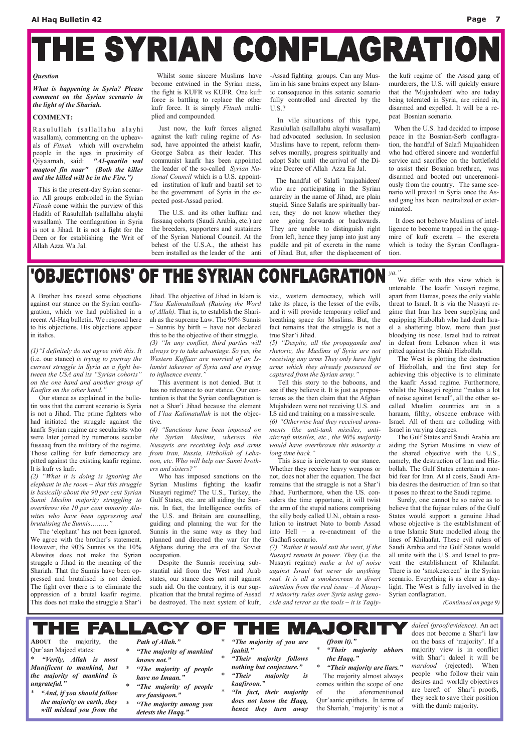# THE SYRIAN CONFLAGRATION

***Question***

***What is happening in Syria? Please comment on the Syrian scenario in the light of the Shariah.***

**COMMENT:**

Rasulullah (sallallahu alayhi wasallam), commenting on the upheavals of *Fitnah* which will overwhelm people in the ages in proximity of Qiyaamah, said: ***"Al-qaatilo wal maqtool fin naar" (Both the killer and the killed will be in the Fire.")***

This is the present-day Syrian scenario. All groups embroiled in the Syrian *Fitnah* come within the purview of this Hadith of Rasulullah (sallallahu alayhi wasallam). The conflagration in Syria is not a Jihad. It is not a fight for the Deen or for establishing the Writ of Allah Azza Wa Jal.

Whilst some sincere Muslims have become entwined in the Syrian mess, the fight is KUFR vs KUFR. One kufr force is battling to replace the other kufr force. It is simply *Fitnah* multiplied and compounded.

Just now, the kufr forces aligned against the kufr ruling regime of Assad, have appointed the atheist kaafir, George Sabra as their leader. This communist kaafir has been appointed the leader of the so-called *Syrian National Council* which is a U.S. appointed institution of kufr and baatil set to be the government of Syria in the expected post-Assad period.

The U.S. and its other kuffaar and fussaaq cohorts (Saudi Arabia, etc.) are the breeders, supporters and sustainers of the Syrian National Council. At the behest of the U.S.A., the atheist has been installed as the leader of the anti-Assad fighting groups. Can any Muslim in his sane brains expect any Islamic consequence in this satanic scenario fully controlled and directed by the U.S.?

In vile situations of this type, Rasulullah (sallallahu alayhi wasallam) had advocated seclusion. In seclusion Muslims have to repent, reform themselves morally, progress spiritually and adopt Sabr until the arrival of the Divine Decree of Allah Azza Ea Jal.

The handful of Salafi 'mujaahideen' who are participating in the Syrian anarchy in the name of Jihad, are plain stupid. Since Salafis are spiritually barren, they do not know whether they are going forwards or backwards. They are unable to distinguish right from left, hence they jump into just any puddle and pit of excreta in the name of Jihad. But, after the displacement of the kufr regime of the Assad gang of murderers, the U.S. will quickly ensure that the 'Mujaahideen' who are today being tolerated in Syria, are reined in, disarmed and expelled. It will be a repeat Bosnian scenario.

When the U.S. had decided to impose peace in the Bosnian-Serb conflagration, the handful of Salafi Mujaahideen who had offered sincere and wonderful service and sacrifice on the battlefield to assist their Bosnian brethren, was disarmed and booted out unceremoniously from the country. The same scenario will prevail in Syria once the Assad gang has been neutralized or exterminated.

It does not behove Muslims of intelligence to become trapped in the quagmire of kufr excreta – the excreta which is today the Syrian Conflagration.

# 'OBJECTIONS' OF THE SYRIAN CONFLAGRATION

A Brother has raised some objections against our stance on the Syrian conflagration, which we had published in a recent Al-Haq bulletin. We respond here to his objections. His objections appear in italics.

*(1)"I definitely do not agree with this. It* (i.e. our stance) *is trying to portray the current struggle in Syria as a fight between the USA and its "Syrian cohorts" on the one hand and another group of Kaafirs on the other hand."*

Our stance as explained in the bulletin was that the current scenario is Syria is not a Jihad. The prime fighters who had initiated the struggle against the kaafir Syrian regime are secularists who were later joined by numerous secular fussaaq from the military of the regime. Those calling for kufr democracy are pitted against the existing kaafir regime. It is kufr vs kufr.

*(2) "What it is doing is ignoring the elephant in the room – that this struggle is basically about the 90 per cent Syrian Sunni Muslim majority struggling to overthrow the 10 per cent minority Alawites who have been oppressing and brutalising the Sunnis………"*

The 'elephant' has not been ignored. We agree with the brother's statement. However, the 90% Sunnis vs the 10% Alawites does not make the Syrian struggle a Jihad in the meaning of the Shariah. That the Sunnis have been oppressed and brutalised is not denied. The fight over there is to eliminate the oppression of a brutal kaafir regime. This does not make the struggle a Shar'i Jihad. The objective of Jihad in Islam is *I'laa Kalimatullaah (Raising the Word of Allah).* That is, to establish the Shariah as the supreme Law. The 90% Sunnis – Sunnis by birth – have not declared this to be the objective of their struggle.

*(3) "In any conflict, third parties will always try to take advantage. So yes, the Western Kuffaar are worried of an Islamist takeover of Syria and are trying to influence events."*

This averment is not denied. But it has no relevance to our stance. Our contention is that the Syrian conflagration is not a Shar'i Jihad because the element of *I'laa Kalimatullah* is not the objective.

*(4) "Sanctions have been imposed on the Syrian Muslims, whereas the Nusayris are receiving help and arms from Iran, Russia, Hizbollah of Lebanon, etc. Who will help our Sunni brothers and sisters?"*

Who has imposed sanctions on the Syrian Muslims fighting the kaafir Nusayri regime? The U.S., Turkey, the Gulf States, etc. are all aiding the Sunnis. In fact, the Intelligence outfits of the U.S. and Britain are counselling, guiding and planning the war for the Sunnis in the same way as they had planned and directed the war for the Afghans during the era of the Soviet occupation.

Despite the Sunnis receiving substantial aid from the West and Arab states, our stance does not rail against such aid. On the contrary, it is our supplication that the brutal regime of Assad be destroyed. The next system of kufr, viz., western democracy, which will take its place, is the lesser of the evils, and it will provide temporary relief and breathing space for Muslims. But, the fact remains that the struggle is not a true Shar'i Jihad.

*(5) "Despite, all the propaganda and rhetoric, the Muslims of Syria are not receiving any arms They only have light arms which they already possessed or captured from the Syrian army."*

Tell this story to the baboons, and see if they believe it. It is just as preposterous as the then claim that the Afghan Mujahideen were not receiving U.S. and I.S aid and training on a massive scale.

*(6) "Otherwise had they received armaments like anti-tank missiles, anti-aircraft missiles, etc., the 90% majority would have overthrown this minority a long time back."*

This issue is irrelevant to our stance. Whether they receive heavy weapons or not, does not alter the equation. The fact remains that the struggle is not a Shar'i Jihad. Furthermore, when the US. considers the time opportune, it will twist the arm of the stupid nations comprising the silly body called U.N., obtain a resolution to instruct Nato to bomb Assad into Hell – a re-enactment of the Gadhafi scenario.

*(7) "Rather it would suit the west, if the Nusayri remain in power. They* (i.e. the Nusayri regime) *make a lot of noise against Israel but never do anything real. It is all a smokescreen to divert attention from the real issue – A Nusayri minority rules over Syria using genocide and terror as the tools – it is Taqiya."*

We differ with this view which is untenable. The kaafir Nusayri regime, apart from Hamas, poses the only viable threat to Israel. It is via the Nusayri regime that Iran has been supplying and equipping Hizbollah who had dealt Israel a shattering blow, more than just bloodying its nose. Israel had to retreat in defeat from Lebanon when it was pitted against the Shiah Hizbollah.

The West is plotting the destruction of Hizbollah, and the first step for achieving this objective is to eliminate the kaafir Assad regime. Furthermore, whilst the Nusayri regime "makes a lot of noise against Israel", all the other so-called Muslim countries are in a haraam, filthy, obscene embrace with Israel. All of them are colluding with Israel in varying degrees.

The Gulf States and Saudi Arabia are aiding the Syrian Muslims in view of the shared objective with the U.S., namely, the destruction of Iran and Hizbollah. The Gulf States entertain a morbid fear for Iran. At al costs, Saudi Arabia desires the destruction of Iran so that it poses no threat to the Saudi regime.

Surely, one cannot be so naïve as to believe that the fujjaar rulers of the Gulf States would support a genuine Jihad whose objective is the establishment of a true Islamic State modelled along the lines of Khilaafat. These evil rulers of Saudi Arabia and the Gulf States would all unite with the U.S. and Israel to prevent the establishment of Khilaafat. There is no 'smokescreen' in the Syrian scenario. Everything is as clear as daylight. The West is fully involved in the Syrian conflagration.

*(Continued on page 9)*

# THE FALLACY OF THE MAJORITY

**ABOUT** the majority, the Qur'aan Majeed states:

* ***"Verily, Allah is most Munificent to mankind, but the majority of mankind is ungrateful."***
* ***"And, if you should follow the majority on earth, they will mislead you from the Path of Allah."***
* ***"The majority of mankind knows not."***
* ***"The majority of people have no Imaan."***
* ***"The majority of people are faasiqoon."***
* ***"The majority among you detests the Haqq."***
* ***"The majority of you are jaahil."***
* ***"Their majority follows nothing but conjecture."***
* ***"Their majority is kaafiroon."***
* ***"In fact, their majority does not know the Haqq, hence they turn away (from it)."***
* ***"Their majority abhors the Haqq."***
* ***"Their majority are liars."***

The majority almost always comes within the scope of one of the aforementioned Qur'aanic epithets. In terms of the Shariah, 'majority' is not a *daleel (proof/evidence).* An act does not become a Shar'i law on the basis of 'majority'. If a majority view is in conflict with Shar'i daleel it will be *mardood* (rejected). When people who follow their vain desires and worldly objectives are bereft of Shar'i proofs, they seek to save their position with the dumb majority.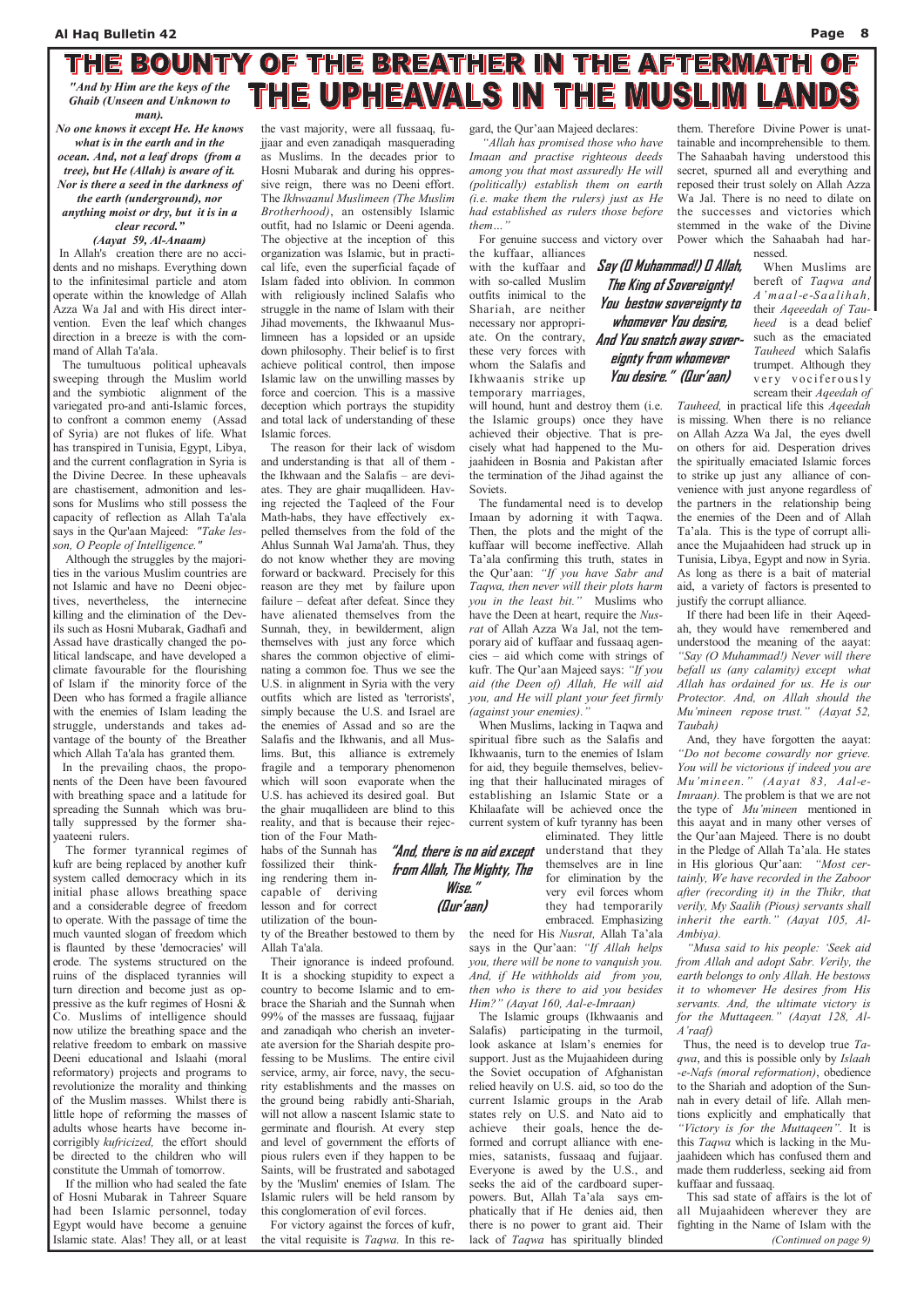# THE BOUNTY OF THE BREATHER IN THE AFTERMATH OF THE UPHEAVALS IN THE MUSLIM LANDS

***"And by Him are the keys of the Ghaib (Unseen and Unknown to man). No one knows it except He. He knows what is in the earth and in the ocean. And, not a leaf drops (from a tree), but He (Allah) is aware of it. Nor is there a seed in the darkness of the earth (underground), nor anything moist or dry, but it is in a clear record."***

***(Aayat 59, Al-Anaam)***

In Allah's creation there are no accidents and no mishaps. Everything down to the infinitesimal particle and atom operate within the knowledge of Allah Azza Wa Jal and with His direct intervention. Even the leaf which changes direction in a breeze is with the command of Allah Ta'ala.

The tumultuous political upheavals sweeping through the Muslim world and the symbiotic alignment of the variegated pro-and anti-Islamic forces, to confront a common enemy (Assad of Syria) are not flukes of life. What has transpired in Tunisia, Egypt, Libya, and the current conflagration in Syria is the Divine Decree. In these upheavals are chastisement, admonition and lessons for Muslims who still possess the capacity of reflection as Allah Ta'ala says in the Qur'aan Majeed: *"Take lesson, O People of Intelligence."*

Although the struggles by the majorities in the various Muslim countries are not Islamic and have no Deeni objectives, nevertheless, the internecine killing and the elimination of the Devils such as Hosni Mubarak, Gadhafi and Assad have drastically changed the political landscape, and have developed a climate favourable for the flourishing of Islam if the minority force of the Deen who has formed a fragile alliance with the enemies of Islam leading the struggle, understands and takes advantage of the bounty of the Breather which Allah Ta'ala has granted them.

In the prevailing chaos, the proponents of the Deen have been favoured with breathing space and a latitude for spreading the Sunnah which was brutally suppressed by the former shayaateeni rulers.

The former tyrannical regimes of kufr are being replaced by another kufr system called democracy which in its initial phase allows breathing space and a considerable degree of freedom to operate. With the passage of time the much vaunted slogan of freedom which is flaunted by these 'democracies' will erode. The systems structured on the ruins of the displaced tyrannies will turn direction and become just as oppressive as the kufr regimes of Hosni & Co. Muslims of intelligence should now utilize the breathing space and the relative freedom to embark on massive Deeni educational and Islaahi (moral reformatory) projects and programs to revolutionize the morality and thinking of the Muslim masses. Whilst there is little hope of reforming the masses of adults whose hearts have become incorrigibly *kufricized,* the effort should be directed to the children who will constitute the Ummah of tomorrow.

If the million who had sealed the fate of Hosni Mubarak in Tahreer Square had been Islamic personnel, today Egypt would have become a genuine Islamic state. Alas! They all, or at least the vast majority, were all fussaaq, fujjaar and even zanadiqah masquerading as Muslims. In the decades prior to Hosni Mubarak and during his oppressive reign, there was no Deeni effort. The *Ikhwaanul Muslimeen (The Muslim Brotherhood)*, an ostensibly Islamic outfit, had no Islamic or Deeni agenda. The objective at the inception of this organization was Islamic, but in practical life, even the superficial façade of Islam faded into oblivion. In common with religiously inclined Salafis who struggle in the name of Islam with their Jihad movements, the Ikhwaanul Muslimeen has a lopsided or an upside down philosophy. Their belief is to first achieve political control, then impose Islamic law on the unwilling masses by force and coercion. This is a massive deception which portrays the stupidity and total lack of understanding of these Islamic forces.

The reason for their lack of wisdom and understanding is that all of them - the Ikhwaan and the Salafis – are deviates. They are ghair muqallideen. Having rejected the Taqleed of the Four Math-habs, they have effectively expelled themselves from the fold of the Ahlus Sunnah Wal Jama'ah. Thus, they do not know whether they are moving forward or backward. Precisely for this reason are they met by failure upon failure – defeat after defeat. Since they have alienated themselves from the Sunnah, they, in bewilderment, align themselves with just any force which shares the common objective of eliminating a common foe. Thus we see the U.S. in alignment in Syria with the very outfits which are listed as 'terrorists', simply because the U.S. and Israel are the enemies of Assad and so are the Salafis and the Ikhwanis, and all Muslims. But, this alliance is extremely fragile and a temporary phenomenon which will soon evaporate when the U.S. has achieved its desired goal. But the ghair muqallideen are blind to this reality, and that is because their rejection of the Four Math-habs of the Sunnah has fossilized their thinking rendering them incapable of deriving lesson and for correct utilization of the bounty of the Breather bestowed to them by Allah Ta'ala.

***"And, there is no aid except from Allah, The Mighty, The Wise." (Qur'aan)***

Their ignorance is indeed profound. It is a shocking stupidity to expect a country to become Islamic and to embrace the Shariah and the Sunnah when 99% of the masses are fussaaq, fujjaar and zanadiqah who cherish an inveterate aversion for the Shariah despite professing to be Muslims. The entire civil service, army, air force, navy, the security establishments and the masses on the ground being rabidly anti-Shariah, will not allow a nascent Islamic state to germinate and flourish. At every step and level of government the efforts of pious rulers even if they happen to be Saints, will be frustrated and sabotaged by the 'Muslim' enemies of Islam. The Islamic rulers will be held ransom by this conglomeration of evil forces.

For victory against the forces of kufr, the vital requisite is *Taqwa.* In this regard, the Qur'aan Majeed declares:

*"Allah has promised those who have Imaan and practise righteous deeds among you that most assuredly He will (politically) establish them on earth (i.e. make them the rulers) just as He had established as rulers those before them…"*

For genuine success and victory over the kuffaar, alliances with the kuffaar and with so-called Muslim outfits inimical to the Shariah, are neither necessary nor appropriate. On the contrary, these very forces with whom the Salafis and Ikhwaanis strike up temporary marriages, will hound, hunt and destroy them (i.e. the Islamic groups) once they have achieved their objective. That is precisely what had happened to the Mujaahideen in Bosnia and Pakistan after the termination of the Jihad against the Soviets.

***"Say (O Muhammad!) O Allah, The King of Sovereignty! You bestow sovereignty to whomever You desire, And You snatch away sovereignty from whomever You desire." (Qur'aan)***

The fundamental need is to develop Imaan by adorning it with Taqwa. Then, the plots and the might of the kuffaar will become ineffective. Allah Ta'ala confirming this truth, states in the Qur'aan: *"If you have Sabr and Taqwa, then never will their plots harm you in the least bit."* Muslims who have the Deen at heart, require the *Nusrat* of Allah Azza Wa Jal, not the temporary aid of kuffaar and fussaaq agencies – aid which come with strings of kufr. The Qur'aan Majeed says: *"If you aid (the Deen of) Allah, He will aid you, and He will plant your feet firmly (against your enemies)."*

When Muslims, lacking in Taqwa and spiritual fibre such as the Salafis and Ikhwaanis, turn to the enemies of Islam for aid, they beguile themselves, believing that their hallucinated mirages of establishing an Islamic State or a Khilaafate will be achieved once the current system of kufr tyranny has been eliminated. They little understand that they themselves are in line for elimination by the very evil forces whom they had temporarily embraced. Emphasizing the need for His *Nusrat,* Allah Ta'ala says in the Qur'aan: *"If Allah helps you, there will be none to vanquish you. And, if He withholds aid from you, then who is there to aid you besides Him?" (Aayat 160, Aal-e-Imraan)*

The Islamic groups (Ikhwaanis and Salafis) participating in the turmoil, look askance at Islam's enemies for support. Just as the Mujaahideen during the Soviet occupation of Afghanistan relied heavily on U.S. aid, so too do the current Islamic groups in the Arab states rely on U.S. and Nato aid to achieve their goals, hence the deformed and corrupt alliance with enemies, satanists, fussaaq and fujjaar. Everyone is awed by the U.S., and seeks the aid of the cardboard superpowers. But, Allah Ta'ala says emphatically that if He denies aid, then there is no power to grant aid. Their lack of *Taqwa* has spiritually blinded them. Therefore Divine Power is unattainable and incomprehensible to them. The Sahaabah having understood this secret, spurned all and everything and reposed their trust solely on Allah Azza Wa Jal. There is no need to dilate on the successes and victories which stemmed in the wake of the Divine Power which the Sahaabah had harnessed.

When Muslims are bereft of *Taqwa and A'maal-e-Saalihah,* their *Aqeedah of Tauheed* is a dead belief such as the emaciated *Tauheed* which Salafis trumpet. Although they very vociferously scream their *Aqeedah of Tauheed,* in practical life this *Aqeedah* is missing. When there is no reliance on Allah Azza Wa Jal, the eyes dwell on others for aid. Desperation drives the spiritually emaciated Islamic forces to strike up just any alliance of convenience with just anyone regardless of the partners in the relationship being the enemies of the Deen and of Allah Ta'ala. This is the type of corrupt alliance the Mujaahideen had struck up in Tunisia, Libya, Egypt and now in Syria. As long as there is a bait of material aid, a variety of factors is presented to justify the corrupt alliance.

If there had been life in their Aqeedah, they would have remembered and understood the meaning of the aayat: *"Say (O Muhammad!) Never will there befall us (any calamity) except what Allah has ordained for us. He is our Protector. And, on Allah should the Mu'mineen repose trust." (Aayat 52, Taubah)*

And, they have forgotten the aayat: *"Do not become cowardly nor grieve. You will be victorious if indeed you are Mu'mineen." (Aayat 83, Aal-e-Imraan).* The problem is that we are not the type of *Mu'mineen* mentioned in this aayat and in many other verses of the Qur'aan Majeed. There is no doubt in the Pledge of Allah Ta'ala. He states in His glorious Qur'aan: *"Most certainly, We have recorded in the Zaboor after (recording it) in the Thikr, that verily, My Saalih (Pious) servants shall inherit the earth." (Aayat 105, Al-Ambiya).*

*"Musa said to his people: 'Seek aid from Allah and adopt Sabr. Verily, the earth belongs to only Allah. He bestows it to whomever He desires from His servants. And, the ultimate victory is for the Muttaqeen." (Aayat 128, Al-A'raaf)*

Thus, the need is to develop true *Taqwa*, and this is possible only by *Islaah-e-Nafs (moral reformation)*, obedience to the Shariah and adoption of the Sunnah in every detail of life. Allah mentions explicitly and emphatically that *"Victory is for the Muttaqeen".* It is this *Taqwa* which is lacking in the Mujaahideen which has confused them and made them rudderless, seeking aid from kuffaar and fussaaq.

This sad state of affairs is the lot of all Mujaahideen wherever they are fighting in the Name of Islam with the

*(Continued on page 9)*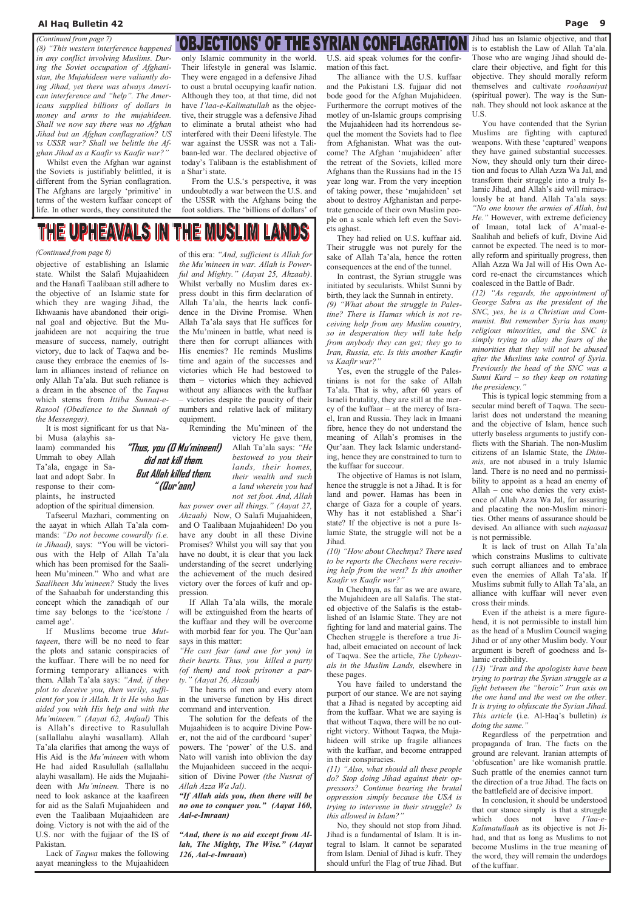# 'OBJECTIONS' OF THE SYRIAN CONFLAGRATION

*(Continued from page 7)*

*(8) "This western interference happened in any conflict involving Muslims. During the Soviet occupation of Afghanistan, the Mujahideen were valiantly doing Jihad, yet there was always American interference and "help". The Americans supplied billions of dollars in money and arms to the mujahideen. Shall we now say there was no Afghan Jihad but an Afghan conflagration? US vs USSR war? Shall we belittle the Afghan Jihad as a Kaafir vs Kaafir war?"*

Whilst even the Afghan war against the Soviets is justifiably belittled, it is different from the Syrian conflagration. The Afghans are largely 'primitive' in terms of the western kuffaar concept of life. In other words, they constituted the only Islamic community in the world. Their lifestyle in general was Islamic. They were engaged in a defensive Jihad to oust a brutal occupying kaafir nation. Although they too, at that time, did not have *I'laa-e-Kalimatullah* as the objective, their struggle was a defensive Jihad to eliminate a brutal atheist who had interfered with their Deeni lifestyle. The war against the USSR was not a Talibaan-led war. The declared objective of today's Talibaan is the establishment of a Shar'i state.

From the U.S.'s perspective, it was undoubtedly a war between the U.S. and the USSR with the Afghans being the foot soldiers. The 'billions of dollars' of U.S. aid speak volumes for the confirmation of this fact.

The alliance with the U.S. kuffaar and the Pakistani I.S. fujjaar did not bode good for the Afghan Mujahideen. Furthermore the corrupt motives of the motley of un-Islamic groups comprising the Mujaahideen had its horrendous sequel the moment the Soviets had to flee from Afghanistan. What was the outcome? The Afghan 'mujahideen' after the retreat of the Soviets, killed more Afghans than the Russians had in the 15 year long war. From the very inception of taking power, these 'mujahideen' set about to destroy Afghanistan and perpetrate genocide of their own Muslim people on a scale which left even the Soviets aghast.

They had relied on U.S. kuffaar aid. Their struggle was not purely for the sake of Allah Ta'ala, hence the rotten consequences at the end of the tunnel.

In contrast, the Syrian struggle was initiated by secularists. Whilst Sunni by birth, they lack the Sunnah in entirety.

*(9) "What about the struggle in Palestine? There is Hamas which is not receiving help from any Muslim country, so in desperation they will take help from anybody they can get; they go to Iran, Russia, etc. Is this another Kaafir vs Kaafir war?"*

Yes, even the struggle of the Palestinians is not for the sake of Allah Ta'ala. That is why, after 60 years of Israeli brutality, they are still at the mercy of the kuffaar – at the mercy of Israel, Iran and Russia. They lack in Imaani fibre, hence they do not understand the meaning of Allah's promises in the Qur'aan. They lack Islamic understanding, hence they are constrained to turn to the kuffaar for succour.

The objective of Hamas is not Islam, hence the struggle is not a Jihad. It is for land and power. Hamas has been in charge of Gaza for a couple of years. Why has it not established a Shar'i state? If the objective is not a pure Islamic State, the struggle will not be a Jihad.

*(10) "How about Chechnya? There used to be reports the Chechens were receiving help from the west? Is this another Kaafir vs Kaafir war?"*

In Chechnya, as far as we are aware, the Mujahideen are all Salafis. The stated objective of the Salafis is the establishment of an Islamic State. They are not fighting for land and material gains. The Chechen struggle is therefore a true Jihad, albeit emaciated on account of lack of Taqwa. See the article, *The Upheavals in the Muslim Lands,* elsewhere in these pages.

You have failed to understand the purport of our stance. We are not saying that a Jihad is negated by accepting aid from the kuffaar. What we are saying is that without Taqwa, there will be no outright victory. Without Taqwa, the Mujahideen will strike up fragile alliances with the kuffaar, and become entrapped in their conspiracies.

*(11) "Also, what should all these people do? Stop doing Jihad against their oppressors? Continue bearing the brutal oppression simply because the USA is trying to intervene in their struggle? Is this allowed in Islam?"*

No, they should not stop from Jihad. Jihad is a fundamental of Islam. It is integral to Islam. It cannot be separated from Islam. Denial of Jihad is kufr. They should unfurl the Flag of true Jihad. But Jihad has an Islamic objective, and that is to establish the Law of Allah Ta'ala. Those who are waging Jihad should declare their objective, and fight for this objective. They should morally reform themselves and cultivate *roohaaniyat* (spiritual power). The way is the Sunnah. They should not look askance at the U.S.

You have contended that the Syrian Muslims are fighting with captured weapons. With these 'captured' weapons they have gained substantial successes. Now, they should only turn their direction and focus to Allah Azza Wa Jal, and transform their struggle into a truly Islamic Jihad, and Allah's aid will miraculously be at hand. Allah Ta'ala says: *"No one knows the armies of Allah, but He."* However, with extreme deficiency of Imaan, total lack of A'maal-e-Saalihah and beliefs of kufr, Divine Aid cannot be expected. The need is to morally reform and spiritually progress, then Allah Azza Wa Jal will of His Own Accord re-enact the circumstances which coalesced in the Battle of Badr.

*(12) "As regards, the appointment of George Sabra as the president of the SNC, yes, he is a Christian and Communist. But remember Syria has many religious minorities, and the SNC is simply trying to allay the fears of the minorities that they will not be abused after the Muslims take control of Syria. Previously the head of the SNC was a Sunni Kurd – so they keep on rotating the presidency."*

This is typical logic stemming from a secular mind bereft of Taqwa. The secularist does not understand the meaning and the objective of Islam, hence such utterly baseless arguments to justify conflicts with the Shariah. The non-Muslim citizens of an Islamic State, the *Dhimmis,* are not abused in a truly Islamic land. There is no need and no permissibility to appoint as a head an enemy of Allah – one who denies the very existence of Allah Azza Wa Jal, for assuring and placating the non-Muslim minorities. Other means of assurance should be devised. An alliance with such *najaasat* is not permissible.

It is lack of trust on Allah Ta'ala which constrains Muslims to cultivate such corrupt alliances and to embrace even the enemies of Allah Ta'ala. If Muslims submit fully to Allah Ta'ala, an alliance with kuffaar will never even cross their minds.

Even if the atheist is a mere figurehead, it is not permissible to install him as the head of a Muslim Council waging Jihad or of any other Muslim body. Your argument is bereft of goodness and Islamic credibility.

*(13) "Iran and the apologists have been trying to portray the Syrian struggle as a fight between the "heroic" Iran axis on the one hand and the west on the other. It is trying to obfuscate the Syrian Jihad. This article (i.e. Al-Haq's bulletin) is doing the same."*

Regardless of the perpetration and propaganda of Iran. The facts on the ground are relevant. Iranian attempts of 'obfuscation' are like womanish prattle. Such prattle of the enemies cannot turn the direction of a true Jihad. The facts on the battlefield are of decisive import.

In conclusion, it should be understood that our stance simply is that a struggle which does not have *I'laa-e-Kalimatullaah* as its objective is not Jihad, and that as long as Muslims to not become Muslims in the true meaning of the word, they will remain the underdogs of the kuffaar.

# THE UPHEAVALS IN THE MUSLIM LANDS

*(Continued from page 8)*

objective of establishing an Islamic state. Whilst the Salafi Mujaahideen and the Hanafi Taalibaan still adhere to the objective of an Islamic state for which they are waging Jihad, the Ikhwaanis have abandoned their original goal and objective. But the Mujaahideen are not acquiring the true measure of success, namely, outright victory, due to lack of Taqwa and because they embrace the enemies of Islam in alliances instead of reliance on only Allah Ta'ala. But such reliance is a dream in the absence of the *Taqwa* which stems from *Ittiba Sunnat-e-Rasool (Obedience to the Sunnah of the Messenger).*

It is most significant for us that Nabi Musa (alayhis salaam) commanded his Ummah to obey Allah Ta'ala, engage in Salaat and adopt Sabr. In response to their complaints, he instructed adoption of the spiritual dimension.

> **"Thus, you (O Mu'mineen!) did not kill them. But Allah killed them." (Qur'aan)**

Tafseerul Mazhari, commenting on the aayat in which Allah Ta'ala commands: *"Do not become cowardly (i.e. in Jihaad),* says: "You will be victorious with the Help of Allah Ta'ala which has been promised for the Saaliheen Mu'mineen." Who and what are *Saaliheen Mu'mineen?* Study the lives of the Sahaabah for understanding this concept which the zanadiqah of our time say belongs to the 'ice/stone / camel age'.

If Muslims become true *Muttaqeen*, there will be no need to fear the plots and satanic conspiracies of the kuffaar. There will be no need for forming temporary alliances with them. Allah Ta'ala says: *"And, if they plot to deceive you, then verily, sufficient for you is Allah. It is He who has aided you with His help and with the Mu'mineen." (Aayat 62, Anfaal)* This is Allah's directive to Rasulullah (sallallahu alayhi wasallam). Allah Ta'ala clarifies that among the ways of His Aid is the *Mu'mineen* with whom He had aided Rasulullah (sallallahu alayhi wasallam). He aids the Mujaahideen with *Mu'mineen.* There is no need to look askance at the kaafireen for aid as the Salafi Mujaahideen and even the Taalibaan Mujaahideen are doing. Victory is not with the aid of the U.S. nor with the fujjaar of the IS of Pakistan.

Lack of *Taqwa* makes the following aayat meaningless to the Mujaahideen of this era: *"And, sufficient is Allah for the Mu'mineen in war. Allah is Powerful and Mighty." (Aayat 25, Ahzaab).* Whilst verbally no Muslim dares express doubt in this firm declaration of Allah Ta'ala, the hearts lack confidence in the Divine Promise. When Allah Ta'ala says that He suffices for the Mu'mineen in battle, what need is there then for corrupt alliances with His enemies? He reminds Muslims time and again of the successes and victories which He had bestowed to them – victories which they achieved without any alliances with the kuffaar – victories despite the paucity of their numbers and relative lack of military equipment.

Reminding the Mu'mineen of the victory He gave them, Allah Ta'ala says: *"He bestowed to you their lands, their homes, their wealth and such a land wherein you had not set foot. And, Allah has power over all things." (Aayat 27, Ahzaab)* Now, O Salafi Mujaahideen, and O Taalibaan Mujaahideen! Do you have any doubt in all these Divine Promises? Whilst you will say that you have no doubt, it is clear that you lack understanding of the secret underlying the achievement of the much desired victory over the forces of kufr and oppression.

If Allah Ta'ala wills, the morale will be extinguished from the hearts of the kuffaar and they will be overcome with morbid fear for you. The Qur'aan says in this matter:

*"He cast fear (and awe for you) in their hearts. Thus, you killed a party (of them) and took prisoner a party." (Aayat 26, Ahzaab)*

The hearts of men and every atom in the universe function by His direct command and intervention.

The solution for the defeats of the Mujaahideen is to acquire Divine Power, not the aid of the cardboard 'super' powers. The 'power' of the U.S. and Nato will vanish into oblivion the day the Mujaahideen succeed in the acquisition of Divine Power *(the Nusrat of Allah Azza Wa Jal).*

***"If Allah aids you, then there will be no one to conquer you." (Aayat 160, Aal-e-Imraan)***

***"And, there is no aid except from Allah, The Mighty, The Wise." (Aayat 126, Aal-e-Imraan)***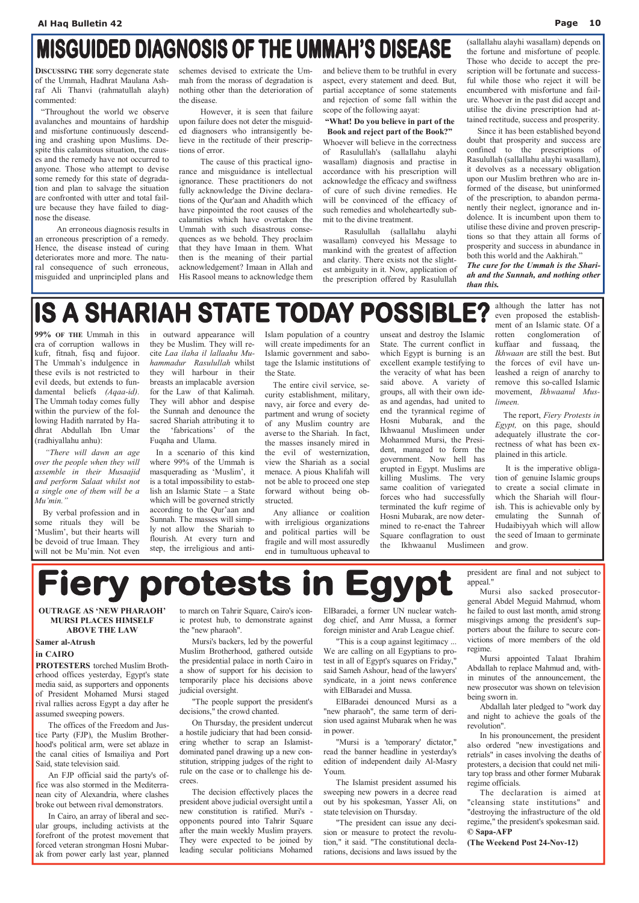# MISGUIDED DIAGNOSIS OF THE UMMAH'S DISEASE

**DISCUSSING THE** sorry degenerate state of the Ummah, Hadhrat Maulana Ashraf Ali Thanvi (rahmatullah alayh) commented:

"Throughout the world we observe avalanches and mountains of hardship and misfortune continuously descending and crashing upon Muslims. Despite this calamitous situation, the causes and the remedy have not occurred to anyone. Those who attempt to devise some remedy for this state of degradation and plan to salvage the situation are confronted with utter and total failure because they have failed to diagnose the disease.

An erroneous diagnosis results in an erroneous prescription of a remedy. Hence, the disease instead of curing deteriorates more and more. The natural consequence of such erroneous, misguided and unprincipled plans and schemes devised to extricate the Ummah from the morass of degradation is nothing other than the deterioration of the disease.

However, it is seen that failure upon failure does not deter the misguided diagnosers who intransigently believe in the rectitude of their prescriptions of error.

The cause of this practical ignorance and misguidance is intellectual ignorance. These practitioners do not fully acknowledge the Divine declarations of the Qur'aan and Ahadith which have pinpointed the root causes of the calamities which have overtaken the Ummah with such disastrous consequences as we behold. They proclaim that they have Imaan in them. What then is the meaning of their partial acknowledgement? Imaan in Allah and His Rasool means to acknowledge them and believe them to be truthful in every aspect, every statement and deed. But, partial acceptance of some statements and rejection of some fall within the scope of the following aayat:

**"What! Do you believe in part of the Book and reject part of the Book?"**

Whoever will believe in the correctness of Rasulullah's (sallallahu alayhi wasallam) diagnosis and practise in accordance with his prescription will acknowledge the efficacy and swiftness of cure of such divine remedies. He will be convinced of the efficacy of such remedies and wholeheartedly submit to the divine treatment.

Rasulullah (sallallahu alayhi wasallam) conveyed his Message to mankind with the greatest of affection and clarity. There exists not the slightest ambiguity in it. Now, application of the prescription offered by Rasulullah (sallallahu alayhi wasallam) depends on the fortune and misfortune of people. Those who decide to accept the prescription will be fortunate and successful while those who reject it will be encumbered with misfortune and failure. Whoever in the past did accept and utilise the divine prescription had attained rectitude, success and prosperity.

Since it has been established beyond doubt that prosperity and success are confined to the prescriptions of Rasulullah (sallallahu alayhi wasallam), it devolves as a necessary obligation upon our Muslim brethren who are informed of the disease, but uninformed of the prescription, to abandon permanently their neglect, ignorance and indolence. It is incumbent upon them to utilise these divine and proven prescriptions so that they attain all forms of prosperity and success in abundance in both this world and the Aakhirah."

***The cure for the Ummah is the Shariah and the Sunnah, and nothing other than this.***

# IS A SHARIAH STATE TODAY POSSIBLE?

**99% OF THE** Ummah in this era of corruption wallows in kufr, fitnah, fisq and fujoor. The Ummah's indulgence in these evils is not restricted to evil deeds, but extends to fundamental beliefs *(Aqaa-id)*. The Ummah today comes fully within the purview of the following Hadith narrated by Hadhrat Abdullah Ibn Umar (radhiyallahu anhu):

*"There will dawn an age over the people when they will assemble in their Musaajid and perform Salaat whilst not a single one of them will be a Mu'min."*

By verbal profession and in some rituals they will be 'Muslim', but their hearts will be devoid of true Imaan. They will not be Mu'min. Not even in outward appearance will they be Muslim. They will recite *Laa ilaha il lallaahu Muhammadur Rasulullah* whilst they will harbour in their breasts an implacable aversion for the Law of that Kalimah. They will abhor and despise the Sunnah and denounce the sacred Shariah attributing it to the 'fabrications' of the Fuqaha and Ulama.

In a scenario of this kind where 99% of the Ummah is masquerading as 'Muslim', it is a total impossibility to establish an Islamic State – a State which will be governed strictly according to the Qur'aan and Sunnah. The masses will simply not allow the Shariah to flourish. At every turn and step, the irreligious and anti-Islam population of a country will create impediments for an Islamic government and sabotage the Islamic institutions of the State.

The entire civil service, security establishment, military, navy, air force and every department and wrung of society of any Muslim country are averse to the Shariah. In fact, the masses insanely mired in the evil of westernization, view the Shariah as a social menace. A pious Khalifah will not be able to proceed one step forward without being obstructed.

Any alliance or coalition with irreligious organizations and political parties will be fragile and will most assuredly end in tumultuous upheaval to unseat and destroy the Islamic State. The current conflict in which Egypt is burning is an excellent example testifying to the veracity of what has been said above. A variety of groups, all with their own ideas and agendas, had united to end the tyrannical regime of Hosni Mubarak, and the Ikhwaanul Muslimeen under Mohammed Mursi, the President, managed to form the government. Now hell has erupted in Egypt. Muslims are killing Muslims. The very same coalition of variegated forces who had successfully terminated the kufr regime of Hosni Mubarak, are now determined to re-enact the Tahreer Square conflagration to oust the Ikhwaanul Muslimeen although the latter has not even proposed the establishment of an Islamic state. Of a rotten conglomeration of kuffaar and fussaaq, the *Ikhwaan* are still the best. But the forces of evil have unleashed a reign of anarchy to remove this so-called Islamic movement, *Ikhwaanul Muslimeen.*

The report, *Fiery Protests in Egypt,* on this page, should adequately illustrate the correctness of what has been explained in this article.

It is the imperative obligation of genuine Islamic groups to create a social climate in which the Shariah will flourish. This is achievable only by emulating the Sunnah of Hudaibiyyah which will allow the seed of Imaan to germinate and grow.

# Fiery protests in Egypt

**OUTRAGE AS 'NEW PHARAOH' MURSI PLACES HIMSELF ABOVE THE LAW**

**Samer al-Atrush**

**in CAIRO**

**PROTESTERS** torched Muslim Brotherhood offices yesterday, Egypt's state media said, as supporters and opponents of President Mohamed Mursi staged rival rallies across Egypt a day after he assumed sweeping powers.

The offices of the Freedom and Justice Party (FJP), the Muslim Brotherhood's political arm, were set ablaze in the canal cities of Ismailiya and Port Said, state television said.

An FJP official said the party's office was also stormed in the Mediterranean city of Alexandria, where clashes broke out between rival demonstrators.

In Cairo, an array of liberal and secular groups, including activists at the forefront of the protest movement that forced veteran strongman Hosni Mubarak from power early last year, planned to march on Tahrir Square, Cairo's iconic protest hub, to demonstrate against the "new pharaoh".

Mursi's backers, led by the powerful Muslim Brotherhood, gathered outside the presidential palace in north Cairo in a show of support for his decision to temporarily place his decisions above judicial oversight.

"The people support the president's decisions," the crowd chanted.

On Thursday, the president undercut a hostile judiciary that had been considering whether to scrap an Islamist-dominated panel drawing up a new constitution, stripping judges of the right to rule on the case or to challenge his decrees.

The decision effectively places the president above judicial oversight until a new constitution is ratified. Muri's - opponents poured into Tahrir Square after the main weekly Muslim prayers. They were expected to be joined by leading secular politicians Mohamed ElBaradei, a former UN nuclear watchdog chief, and Amr Mussa, a former foreign minister and Arab League chief.

"This is a coup against legitimacy ... We are calling on all Egyptians to protest in all of Egypt's squares on Friday," said Sameh Ashour, head of the lawyers' syndicate, in a joint news conference with ElBaradei and Mussa.

ElBaradei denounced Mursi as a "new pharaoh", the same term of derision used against Mubarak when he was in power.

"Mursi is a 'temporary' dictator," read the banner headline in yesterday's edition of independent daily Al-Masry Youm.

The Islamist president assumed his sweeping new powers in a decree read out by his spokesman, Yasser Ali, on state television on Thursday.

"The president can issue any decision or measure to protect the revolution," it said. "The constitutional declarations, decisions and laws issued by the president are final and not subject to appeal."

Mursi also sacked prosecutor-general Abdel Meguid Mahmud, whom he failed to oust last month, amid strong misgivings among the president's supporters about the failure to secure convictions of more members of the old regime.

Mursi appointed Talaat Ibrahim Abdallah to replace Mahmud and, within minutes of the announcement, the new prosecutor was shown on television being sworn in.

Abdallah later pledged to "work day and night to achieve the goals of the revolution".

In his pronouncement, the president also ordered "new investigations and retrials" in cases involving the deaths of protesters, a decision that could net military top brass and other former Mubarak regime officials.

The declaration is aimed at "cleansing state institutions" and "destroying the infrastructure of the old regime," the president's spokesman said.

**© Sapa-AFP**

**(The Weekend Post 24-Nov-12)**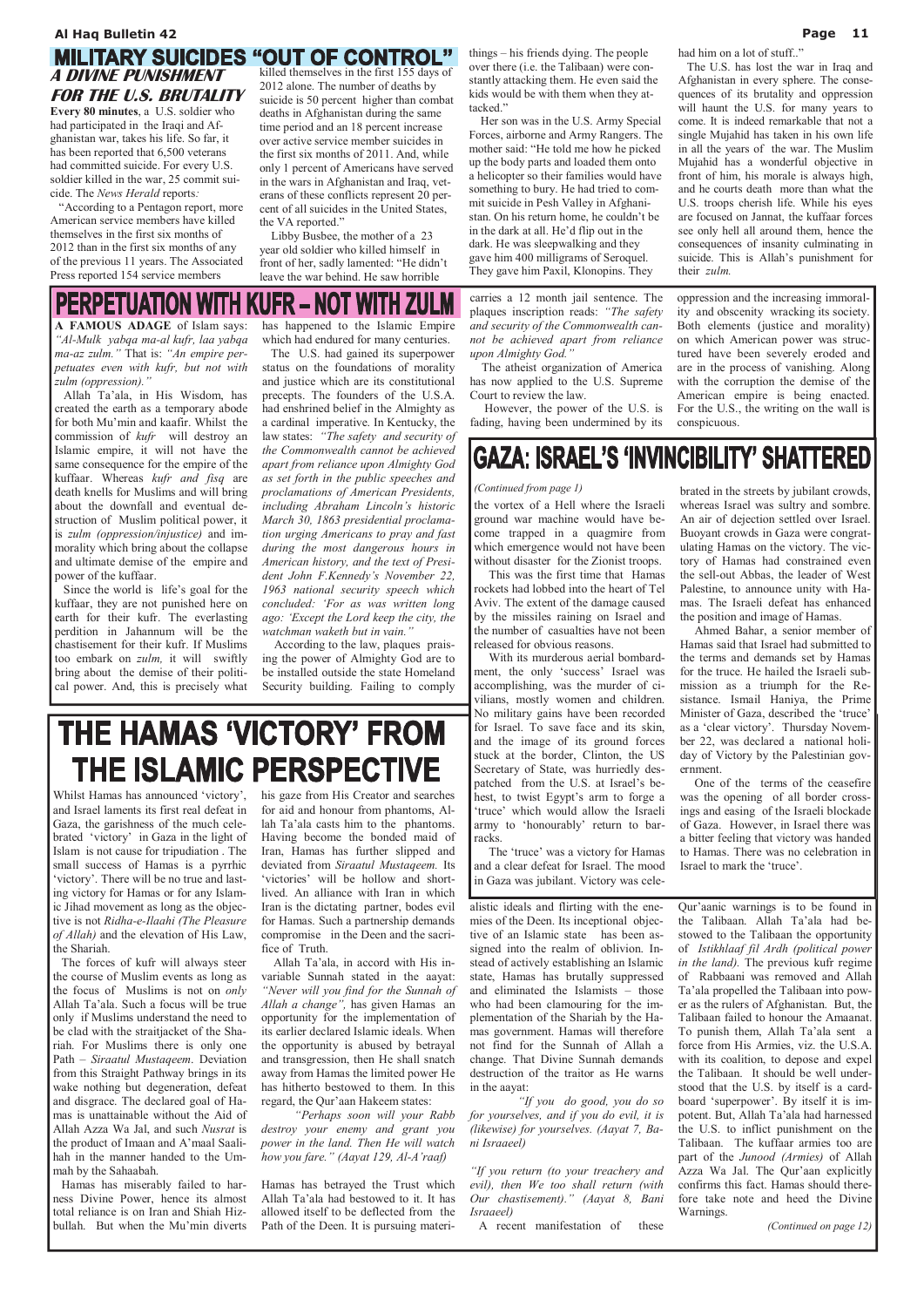## MILITARY SUICIDES "OUT OF CONTROL"

### A DIVINE PUNISHMENT FOR THE U.S. BRUTALITY

**Every 80 minutes**, a U.S. soldier who had participated in the Iraqi and Afghanistan war, takes his life. So far, it has been reported that 6,500 veterans had committed suicide. For every U.S. soldier killed in the war, 25 commit suicide. The *News Herald* reports*:*

"According to a Pentagon report, more American service members have killed themselves in the first six months of 2012 than in the first six months of any of the previous 11 years. The Associated Press reported 154 service members killed themselves in the first 155 days of 2012 alone. The number of deaths by suicide is 50 percent higher than combat deaths in Afghanistan during the same time period and an 18 percent increase over active service member suicides in the first six months of 2011. And, while only 1 percent of Americans have served in the wars in Afghanistan and Iraq, veterans of these conflicts represent 20 percent of all suicides in the United States, the VA reported."

Libby Busbee, the mother of a 23 year old soldier who killed himself in front of her, sadly lamented: "He didn't leave the war behind. He saw horrible things – his friends dying. The people over there (i.e. the Talibaan) were constantly attacking them. He even said the kids would be with them when they attacked."

Her son was in the U.S. Army Special Forces, airborne and Army Rangers. The mother said: "He told me how he picked up the body parts and loaded them onto a helicopter so their families would have something to bury. He had tried to commit suicide in Pesh Valley in Afghanistan. On his return home, he couldn't be in the dark at all. He'd flip out in the dark. He was sleepwalking and they gave him 400 milligrams of Seroquel. They gave him Paxil, Klonopins. They had him on a lot of stuff.."

The U.S. has lost the war in Iraq and Afghanistan in every sphere. The consequences of its brutality and oppression will haunt the U.S. for many years to come. It is indeed remarkable that not a single Mujahid has taken in his own life in all the years of the war. The Muslim Mujahid has a wonderful objective in front of him, his morale is always high, and he courts death more than what the U.S. troops cherish life. While his eyes are focused on Jannat, the kuffaar forces see only hell all around them, hence the consequences of insanity culminating in suicide. This is Allah's punishment for their *zulm.*

## PERPETUATION WITH KUFR – NOT WITH ZULM

**A FAMOUS ADAGE** of Islam says: *"Al-Mulk yabqa ma-al kufr, laa yabqa ma-az zulm."* That is: *"An empire perpetuates even with kufr, but not with zulm (oppression)."*

Allah Ta'ala, in His Wisdom, has created the earth as a temporary abode for both Mu'min and kaafir. Whilst the commission of *kufr* will destroy an Islamic empire, it will not have the same consequence for the empire of the kuffaar. Whereas *kufr and fisq* are death knells for Muslims and will bring about the downfall and eventual destruction of Muslim political power, it is *zulm (oppression/injustice)* and immorality which bring about the collapse and ultimate demise of the empire and power of the kuffaar.

Since the world is life's goal for the kuffaar, they are not punished here on earth for their kufr. The everlasting perdition in Jahannum will be the chastisement for their kufr. If Muslims too embark on *zulm,* it will swiftly bring about the demise of their political power. And, this is precisely what has happened to the Islamic Empire which had endured for many centuries.

The U.S. had gained its superpower status on the foundations of morality and justice which are its constitutional precepts. The founders of the U.S.A. had enshrined belief in the Almighty as a cardinal imperative. In Kentucky, the law states: *"The safety and security of the Commonwealth cannot be achieved apart from reliance upon Almighty God as set forth in the public speeches and proclamations of American Presidents, including Abraham Lincoln's historic March 30, 1863 presidential proclamation urging Americans to pray and fast during the most dangerous hours in American history, and the text of President John F.Kennedy's November 22, 1963 national security speech which concluded: 'For as was written long ago: 'Except the Lord keep the city, the watchman waketh but in vain.''*

According to the law, plaques praising the power of Almighty God are to be installed outside the state Homeland Security building. Failing to comply carries a 12 month jail sentence. The plaques inscription reads: *"The safety and security of the Commonwealth cannot be achieved apart from reliance upon Almighty God."*

The atheist organization of America has now applied to the U.S. Supreme Court to review the law.

However, the power of the U.S. is fading, having been undermined by its oppression and the increasing immorality and obscenity wracking its society. Both elements (justice and morality) on which American power was structured have been severely eroded and are in the process of vanishing. Along with the corruption the demise of the American empire is being enacted. For the U.S., the writing on the wall is conspicuous.

## GAZA: ISRAEL'S 'INVINCIBILITY' SHATTERED

*(Continued from page 1)*

the vortex of a Hell where the Israeli ground war machine would have become trapped in a quagmire from which emergence would not have been without disaster for the Zionist troops.

This was the first time that Hamas rockets had lobbed into the heart of Tel Aviv. The extent of the damage caused by the missiles raining on Israel and the number of casualties have not been released for obvious reasons.

With its murderous aerial bombardment, the only 'success' Israel was accomplishing, was the murder of civilians, mostly women and children. No military gains have been recorded for Israel. To save face and its skin, and the image of its ground forces stuck at the border, Clinton, the US Secretary of State, was hurriedly despatched from the U.S. at Israel's behest, to twist Egypt's arm to forge a 'truce' which would allow the Israeli army to 'honourably' return to barracks.

The 'truce' was a victory for Hamas and a clear defeat for Israel. The mood in Gaza was jubilant. Victory was celebrated in the streets by jubilant crowds, whereas Israel was sultry and sombre. An air of dejection settled over Israel. Buoyant crowds in Gaza were congratulating Hamas on the victory. The victory of Hamas had constrained even the sell-out Abbas, the leader of West Palestine, to announce unity with Hamas. The Israeli defeat has enhanced the position and image of Hamas.

Ahmed Bahar, a senior member of Hamas said that Israel had submitted to the terms and demands set by Hamas for the truce. He hailed the Israeli submission as a triumph for the Resistance. Ismail Haniya, the Prime Minister of Gaza, described the 'truce' as a 'clear victory'. Thursday November 22, was declared a national holiday of Victory by the Palestinian government.

One of the terms of the ceasefire was the opening of all border crossings and easing of the Israeli blockade of Gaza. However, in Israel there was a bitter feeling that victory was handed to Hamas. There was no celebration in Israel to mark the 'truce'.

# THE HAMAS 'VICTORY' FROM THE ISLAMIC PERSPECTIVE

Whilst Hamas has announced 'victory', and Israel laments its first real defeat in Gaza, the garishness of the much celebrated 'victory' in Gaza in the light of Islam is not cause for tripudiation . The small success of Hamas is a pyrrhic 'victory'. There will be no true and lasting victory for Hamas or for any Islamic Jihad movement as long as the objective is not *Ridha-e-Ilaahi (The Pleasure of Allah)* and the elevation of His Law, the Shariah.

The forces of kufr will always steer the course of Muslim events as long as the focus of Muslims is not on *only* Allah Ta'ala. Such a focus will be true only if Muslims understand the need to be clad with the straitjacket of the Shariah. For Muslims there is only one Path – *Siraatul Mustaqeem*. Deviation from this Straight Pathway brings in its wake nothing but degeneration, defeat and disgrace. The declared goal of Hamas is unattainable without the Aid of Allah Azza Wa Jal, and such *Nusrat* is the product of Imaan and A'maal Saalihah in the manner handed to the Ummah by the Sahaabah.

Hamas has miserably failed to harness Divine Power, hence its almost total reliance is on Iran and Shiah Hizbullah. But when the Mu'min diverts his gaze from His Creator and searches for aid and honour from phantoms, Allah Ta'ala casts him to the phantoms. Having become the bonded maid of Iran, Hamas has further slipped and deviated from *Siraatul Mustaqeem.* Its 'victories' will be hollow and short-lived. An alliance with Iran in which Iran is the dictating partner, bodes evil for Hamas. Such a partnership demands compromise in the Deen and the sacrifice of Truth.

Allah Ta'ala, in accord with His invariable Sunnah stated in the aayat: *"Never will you find for the Sunnah of Allah a change",* has given Hamas an opportunity for the implementation of its earlier declared Islamic ideals. When the opportunity is abused by betrayal and transgression, then He shall snatch away from Hamas the limited power He has hitherto bestowed to them. In this regard, the Qur'aan Hakeem states:

*"Perhaps soon will your Rabb destroy your enemy and grant you power in the land. Then He will watch how you fare." (Aayat 129, Al-A'raaf)*

Hamas has betrayed the Trust which Allah Ta'ala had bestowed to it. It has allowed itself to be deflected from the Path of the Deen. It is pursuing materialistic ideals and flirting with the enemies of the Deen. Its inceptional objective of an Islamic state has been assigned into the realm of oblivion. Instead of actively establishing an Islamic state, Hamas has brutally suppressed and eliminated the Islamists – those who had been clamouring for the implementation of the Shariah by the Hamas government. Hamas will therefore not find for the Sunnah of Allah a change. That Divine Sunnah demands destruction of the traitor as He warns in the aayat:

*"If you do good, you do so for yourselves, and if you do evil, it is (likewise) for yourselves. (Aayat 7, Bani Israaeel)*

*"If you return (to your treachery and evil), then We too shall return (with Our chastisement)." (Aayat 8, Bani Israaeel)*

A recent manifestation of these Qur'aanic warnings is to be found in the Talibaan. Allah Ta'ala had bestowed to the Talibaan the opportunity of *Istikhlaaf fil Ardh (political power in the land).* The previous kufr regime of Rabbaani was removed and Allah Ta'ala propelled the Talibaan into power as the rulers of Afghanistan. But, the Talibaan failed to honour the Amaanat. To punish them, Allah Ta'ala sent a force from His Armies, viz. the U.S.A. with its coalition, to depose and expel the Talibaan. It should be well understood that the U.S. by itself is a cardboard 'superpower'. By itself it is impotent. But, Allah Ta'ala had harnessed the U.S. to inflict punishment on the Talibaan. The kuffaar armies too are part of the *Junood (Armies)* of Allah Azza Wa Jal. The Qur'aan explicitly confirms this fact. Hamas should therefore take note and heed the Divine Warnings.

*(Continued on page 12)*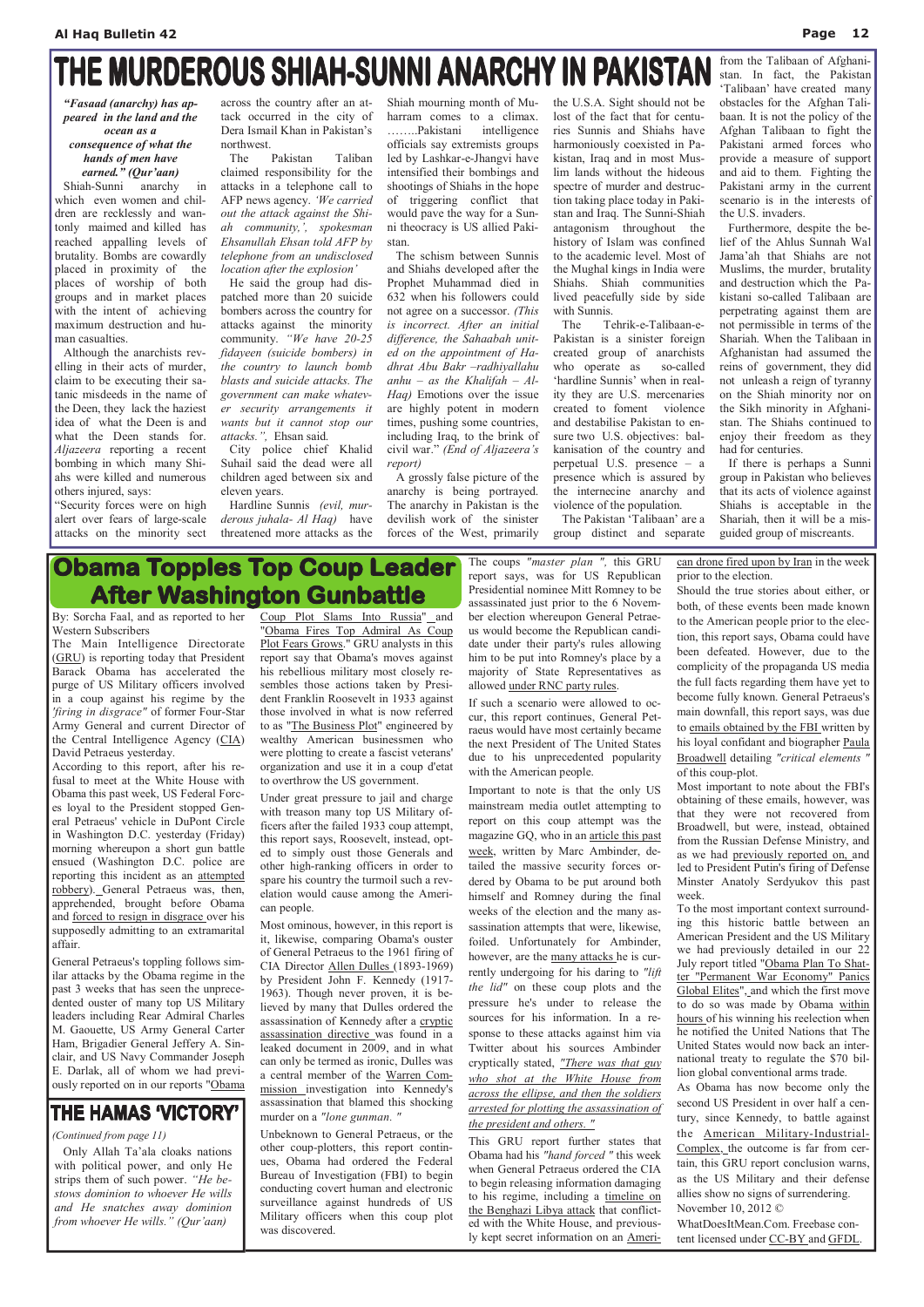# THE MURDEROUS SHIAH-SUNNI ANARCHY IN PAKISTAN

***"Fasaad (anarchy) has appeared in the land and the ocean as a consequence of what the hands of men have earned." (Qur'aan)***

Shiah-Sunni anarchy in which even women and children are recklessly and wantonly maimed and killed has reached appalling levels of brutality. Bombs are cowardly placed in proximity of the places of worship of both groups and in market places with the intent of achieving maximum destruction and human casualties.

Although the anarchists revelling in their acts of murder, claim to be executing their satanic misdeeds in the name of the Deen, they lack the haziest idea of what the Deen is and what the Deen stands for. *Aljazeera* reporting a recent bombing in which many Shiahs were killed and numerous others injured, says:

"Security forces were on high alert over fears of large-scale attacks on the minority sect across the country after an attack occurred in the city of Dera Ismail Khan in Pakistan's northwest.

The Pakistan Taliban claimed responsibility for the attacks in a telephone call to AFP news agency. *'We carried out the attack against the Shiah community,', spokesman Ehsanullah Ehsan told AFP by telephone from an undisclosed location after the explosion'*

He said the group had dispatched more than 20 suicide bombers across the country for attacks against the minority community. *"We have 20-25 fidayeen (suicide bombers) in the country to launch bomb blasts and suicide attacks. The government can make whatever security arrangements it wants but it cannot stop our attacks.",* Ehsan said.

City police chief Khalid Suhail said the dead were all children aged between six and eleven years.

Hardline Sunnis *(evil, murderous juhala- Al Haq)* have threatened more attacks as the Shiah mourning month of Muharram comes to a climax. ……..Pakistani intelligence officials say extremists groups led by Lashkar-e-Jhangvi have intensified their bombings and shootings of Shiahs in the hope of triggering conflict that would pave the way for a Sunni theocracy is US allied Pakistan.

The schism between Sunnis and Shiahs developed after the Prophet Muhammad died in 632 when his followers could not agree on a successor. *(This is incorrect. After an initial difference, the Sahaabah united on the appointment of Hadhrat Abu Bakr –radhiyallahu anhu – as the Khalifah – Al-Haq)* Emotions over the issue are highly potent in modern times, pushing some countries, including Iraq, to the brink of civil war." *(End of Aljazeera's report)*

A grossly false picture of the anarchy is being portrayed. The anarchy in Pakistan is the devilish work of the sinister forces of the West, primarily the U.S.A. Sight should not be lost of the fact that for centuries Sunnis and Shiahs have harmoniously coexisted in Pakistan, Iraq and in most Muslim lands without the hideous spectre of murder and destruction taking place today in Pakistan and Iraq. The Sunni-Shiah antagonism throughout the history of Islam was confined to the academic level. Most of the Mughal kings in India were Shiahs. Shiah communities lived peacefully side by side with Sunnis.

The Tehrik-e-Talibaan-e-Pakistan is a sinister foreign created group of anarchists who operate as so-called 'hardline Sunnis' when in reality they are U.S. mercenaries created to foment violence and destabilise Pakistan to ensure two U.S. objectives: balkanisation of the country and perpetual U.S. presence – a presence which is assured by the internecine anarchy and violence of the population.

The Pakistan 'Talibaan' are a group distinct and separate from the Talibaan of Afghanistan. In fact, the Pakistan 'Talibaan' have created many obstacles for the Afghan Talibaan. It is not the policy of the Afghan Talibaan to fight the Pakistani armed forces who provide a measure of support and aid to them. Fighting the Pakistani army in the current scenario is in the interests of the U.S. invaders.

Furthermore, despite the belief of the Ahlus Sunnah Wal Jama'ah that Shiahs are not Muslims, the murder, brutality and destruction which the Pakistani so-called Talibaan are perpetrating against them are not permissible in terms of the Shariah. When the Talibaan in Afghanistan had assumed the reins of government, they did not unleash a reign of tyranny on the Shiah minority nor on the Sikh minority in Afghanistan. The Shiahs continued to enjoy their freedom as they had for centuries.

If there is perhaps a Sunni group in Pakistan who believes that its acts of violence against Shiahs is acceptable in the Shariah, then it will be a misguided group of miscreants.

# Obama Topples Top Coup Leader After Washington Gunbattle

By: Sorcha Faal, and as reported to her Western Subscribers

The Main Intelligence Directorate (GRU) is reporting today that President Barack Obama has accelerated the purge of US Military officers involved in a coup against his regime by the *'firing in disgrace"* of former Four-Star Army General and current Director of the Central Intelligence Agency (CIA) David Petraeus yesterday.

According to this report, after his refusal to meet at the White House with Obama this past week, US Federal Forces loyal to the President stopped General Petraeus' vehicle in DuPont Circle in Washington D.C. yesterday (Friday) morning whereupon a short gun battle ensued (Washington D.C. police are reporting this incident as an attempted robbery). General Petraeus was, then, apprehended, brought before Obama and forced to resign in disgrace over his supposedly admitting to an extramarital affair.

General Petraeus's toppling follows similar attacks by the Obama regime in the past 3 weeks that has seen the unprecedented ouster of many top US Military leaders including Rear Admiral Charles M. Gaouette, US Army General Carter Ham, Brigadier General Jeffery A. Sinclair, and US Navy Commander Joseph E. Darlak, all of whom we had previously reported on in our reports "Obama Coup Plot Slams Into Russia" and "Obama Fires Top Admiral As Coup Plot Fears Grows." GRU analysts in this report say that Obama's moves against his rebellious military most closely resembles those actions taken by President Franklin Roosevelt in 1933 against those involved in what is now referred to as "The Business Plot" engineered by wealthy American businessmen who were plotting to create a fascist veterans' organization and use it in a coup d'etat to overthrow the US government.

Under great pressure to jail and charge with treason many top US Military officers after the failed 1933 coup attempt, this report says, Roosevelt, instead, opted to simply oust those Generals and other high-ranking officers in order to spare his country the turmoil such a revelation would cause among the American people.

Most ominous, however, in this report is it, likewise, comparing Obama's ouster of General Petraeus to the 1961 firing of CIA Director Allen Dulles (1893-1969) by President John F. Kennedy (1917-1963). Though never proven, it is believed by many that Dulles ordered the assassination of Kennedy after a cryptic assassination directive was found in a leaked document in 2009, and in what can only be termed as ironic, Dulles was a central member of the Warren Commission investigation into Kennedy's assassination that blamed this shocking murder on a *"lone gunman. "*

Unbeknown to General Petraeus, or the other coup-plotters, this report continues, Obama had ordered the Federal Bureau of Investigation (FBI) to begin conducting covert human and electronic surveillance against hundreds of US Military officers after this coup plot was discovered.

The coups *"master plan ",* this GRU report says, was for US Republican Presidential nominee Mitt Romney to be assassinated just prior to the 6 November election whereupon General Petraeus would become the Republican candidate under their party's rules allowing him to be put into Romney's place by a majority of State Representatives as allowed under RNC party rules.

If such a scenario were allowed to occur, this report continues, General Petraeus would have most certainly became the next President of The United States due to his unprecedented popularity with the American people.

Important to note is that the only US mainstream media outlet attempting to report on this coup attempt was the magazine GQ, who in an article this past week, written by Marc Ambinder, detailed the massive security forces ordered by Obama to be put around both himself and Romney during the final weeks of the election and the many assassination attempts that were, likewise, foiled. Unfortunately for Ambinder, however, are the many attacks he is currently undergoing for his daring to *"lift the lid"* on these coup plots and the pressure he's under to release the sources for his information. In a response to these attacks upon him via Twitter about his sources Ambinder cryptically stated, *"There was that guy who shot at the White House from across the ellipse, and then the soldiers arrested for plotting the assassination of the president and others. "*

This GRU report further states that Obama had his *"hand forced "* this week when General Petraeus ordered the CIA to begin releasing information damaging to his regime, including a timeline on the Benghazi Libya attack that conflicted with the White House, and previously kept secret information on an American drone fired upon by Iran in the week prior to the election.

Should the true stories about either, or both, of these events been made known to the American people prior to the election, this report says, Obama could have been defeated. However, due to the complicity of the propaganda US media the full facts regarding them have yet to become fully known. General Petraeus's main downfall, this report says, was due to emails obtained by the FBI written by his loyal confidant and biographer Paula Broadwell detailing *"critical elements "* of this coup-plot.

Most important to note about the FBI's obtaining of these emails, however, was that they were not recovered from Broadwell, but were, instead, obtained from the Russian Defense Ministry, and as we had previously reported on, and led to President Putin's firing of Defense Minster Anatoly Serdyukov this past week.

To the most important context surrounding this historic battle between an American President and the US Military we had previously detailed in our 22 July report titled "Obama Plan To Shatter "Permanent War Economy" Panics Global Elites", and which the first move to do so was made by Obama within hours of his winning his reelection when he notified the United Nations that The United States would now back an international treaty to regulate the $70 billion global conventional arms trade.

As Obama has now become only the second US President in over half a century, since Kennedy, to battle against the American Military-Industrial-Complex, the outcome is far from certain, this GRU report conclusion warns, as the US Military and their defense allies show no signs of surrendering.

November 10, 2012 ©

WhatDoesItMean.Com. Freebase content licensed under CC-BY and GFDL.

# THE HAMAS 'VICTORY'

*(Continued from page 11)*

Only Allah Ta'ala cloaks nations with political power, and only He strips them of such power. *"He bestows dominion to whoever He wills and He snatches away dominion from whoever He wills." (Qur'aan)*